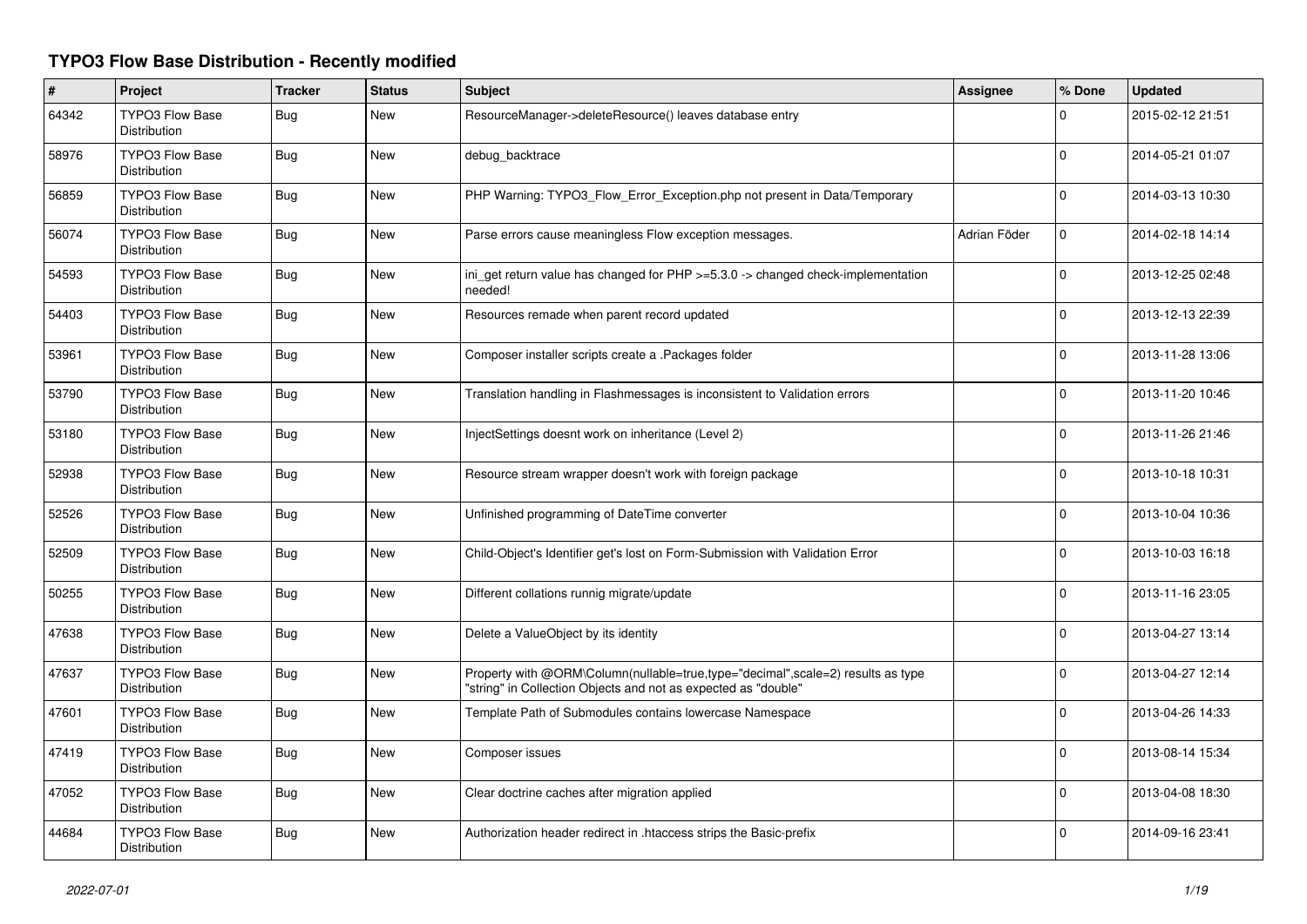# TYPO3 Flow Base Distribution - Recently modified

| # | Project | Tracker | Status | Subject | Assignee | % Done | Updated |
|---|---|---|---|---|---|---|---|
| 64342 | TYPO3 Flow Base Distribution | Bug | New | ResourceManager->deleteResource() leaves database entry | | 0 | 2015-02-12 21:51 |
| 58976 | TYPO3 Flow Base Distribution | Bug | New | debug_backtrace | | 0 | 2014-05-21 01:07 |
| 56859 | TYPO3 Flow Base Distribution | Bug | New | PHP Warning: TYPO3_Flow_Error_Exception.php not present in Data/Temporary | | 0 | 2014-03-13 10:30 |
| 56074 | TYPO3 Flow Base Distribution | Bug | New | Parse errors cause meaningless Flow exception messages. | Adrian Föder | 0 | 2014-02-18 14:14 |
| 54593 | TYPO3 Flow Base Distribution | Bug | New | ini_get return value has changed for PHP >=5.3.0 -> changed check-implementation needed! | | 0 | 2013-12-25 02:48 |
| 54403 | TYPO3 Flow Base Distribution | Bug | New | Resources remade when parent record updated | | 0 | 2013-12-13 22:39 |
| 53961 | TYPO3 Flow Base Distribution | Bug | New | Composer installer scripts create a .Packages folder | | 0 | 2013-11-28 13:06 |
| 53790 | TYPO3 Flow Base Distribution | Bug | New | Translation handling in Flashmessages is inconsistent to Validation errors | | 0 | 2013-11-20 10:46 |
| 53180 | TYPO3 Flow Base Distribution | Bug | New | InjectSettings doesnt work on inheritance (Level 2) | | 0 | 2013-11-26 21:46 |
| 52938 | TYPO3 Flow Base Distribution | Bug | New | Resource stream wrapper doesn't work with foreign package | | 0 | 2013-10-18 10:31 |
| 52526 | TYPO3 Flow Base Distribution | Bug | New | Unfinished programming of DateTime converter | | 0 | 2013-10-04 10:36 |
| 52509 | TYPO3 Flow Base Distribution | Bug | New | Child-Object's Identifier get's lost on Form-Submission with Validation Error | | 0 | 2013-10-03 16:18 |
| 50255 | TYPO3 Flow Base Distribution | Bug | New | Different collations runnig migrate/update | | 0 | 2013-11-16 23:05 |
| 47638 | TYPO3 Flow Base Distribution | Bug | New | Delete a ValueObject by its identity | | 0 | 2013-04-27 13:14 |
| 47637 | TYPO3 Flow Base Distribution | Bug | New | Property with @ORM\Column(nullable=true,type="decimal",scale=2) results as type "string" in Collection Objects and not as expected as "double" | | 0 | 2013-04-27 12:14 |
| 47601 | TYPO3 Flow Base Distribution | Bug | New | Template Path of Submodules contains lowercase Namespace | | 0 | 2013-04-26 14:33 |
| 47419 | TYPO3 Flow Base Distribution | Bug | New | Composer issues | | 0 | 2013-08-14 15:34 |
| 47052 | TYPO3 Flow Base Distribution | Bug | New | Clear doctrine caches after migration applied | | 0 | 2013-04-08 18:30 |
| 44684 | TYPO3 Flow Base Distribution | Bug | New | Authorization header redirect in .htaccess strips the Basic-prefix | | 0 | 2014-09-16 23:41 |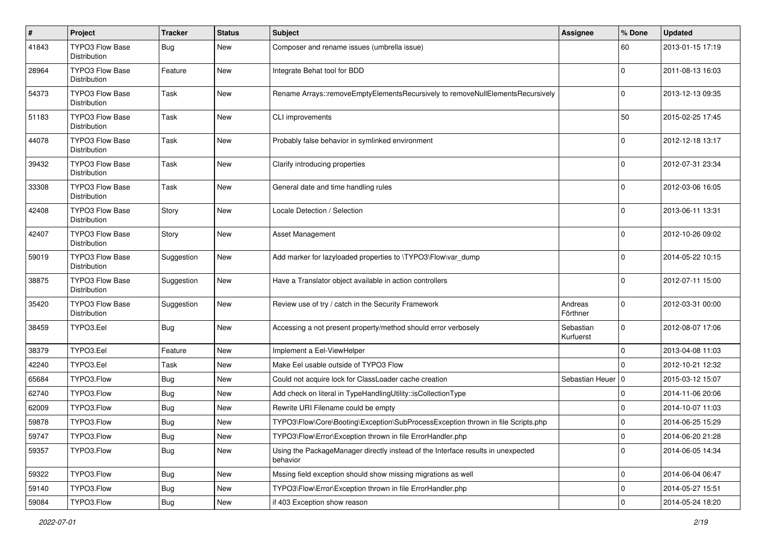| # | Project | Tracker | Status | Subject | Assignee | % Done | Updated |
|---|---|---|---|---|---|---|---|
| 41843 | TYPO3 Flow Base Distribution | Bug | New | Composer and rename issues (umbrella issue) | | 60 | 2013-01-15 17:19 |
| 28964 | TYPO3 Flow Base Distribution | Feature | New | Integrate Behat tool for BDD | | 0 | 2011-08-13 16:03 |
| 54373 | TYPO3 Flow Base Distribution | Task | New | Rename Arrays::removeEmptyElementsRecursively to removeNullElementsRecursively | | 0 | 2013-12-13 09:35 |
| 51183 | TYPO3 Flow Base Distribution | Task | New | CLI improvements | | 50 | 2015-02-25 17:45 |
| 44078 | TYPO3 Flow Base Distribution | Task | New | Probably false behavior in symlinked environment | | 0 | 2012-12-18 13:17 |
| 39432 | TYPO3 Flow Base Distribution | Task | New | Clarify introducing properties | | 0 | 2012-07-31 23:34 |
| 33308 | TYPO3 Flow Base Distribution | Task | New | General date and time handling rules | | 0 | 2012-03-06 16:05 |
| 42408 | TYPO3 Flow Base Distribution | Story | New | Locale Detection / Selection | | 0 | 2013-06-11 13:31 |
| 42407 | TYPO3 Flow Base Distribution | Story | New | Asset Management | | 0 | 2012-10-26 09:02 |
| 59019 | TYPO3 Flow Base Distribution | Suggestion | New | Add marker for lazyloaded properties to \TYPO3\Flow\var_dump | | 0 | 2014-05-22 10:15 |
| 38875 | TYPO3 Flow Base Distribution | Suggestion | New | Have a Translator object available in action controllers | | 0 | 2012-07-11 15:00 |
| 35420 | TYPO3 Flow Base Distribution | Suggestion | New | Review use of try / catch in the Security Framework | Andreas Förthner | 0 | 2012-03-31 00:00 |
| 38459 | TYPO3.Eel | Bug | New | Accessing a not present property/method should error verbosely | Sebastian Kurfuerst | 0 | 2012-08-07 17:06 |
| 38379 | TYPO3.Eel | Feature | New | Implement a Eel-ViewHelper | | 0 | 2013-04-08 11:03 |
| 42240 | TYPO3.Eel | Task | New | Make Eel usable outside of TYPO3 Flow | | 0 | 2012-10-21 12:32 |
| 65684 | TYPO3.Flow | Bug | New | Could not acquire lock for ClassLoader cache creation | Sebastian Heuer | 0 | 2015-03-12 15:07 |
| 62740 | TYPO3.Flow | Bug | New | Add check on literal in TypeHandlingUtility::isCollectionType | | 0 | 2014-11-06 20:06 |
| 62009 | TYPO3.Flow | Bug | New | Rewrite URI Filename could be empty | | 0 | 2014-10-07 11:03 |
| 59878 | TYPO3.Flow | Bug | New | TYPO3\Flow\Core\Booting\Exception\SubProcessException thrown in file Scripts.php | | 0 | 2014-06-25 15:29 |
| 59747 | TYPO3.Flow | Bug | New | TYPO3\Flow\Error\Exception thrown in file ErrorHandler.php | | 0 | 2014-06-20 21:28 |
| 59357 | TYPO3.Flow | Bug | New | Using the PackageManager directly instead of the Interface results in unexpected behavior | | 0 | 2014-06-05 14:34 |
| 59322 | TYPO3.Flow | Bug | New | Mssing field exception should show missing migrations as well | | 0 | 2014-06-04 06:47 |
| 59140 | TYPO3.Flow | Bug | New | TYPO3\Flow\Error\Exception thrown in file ErrorHandler.php | | 0 | 2014-05-27 15:51 |
| 59084 | TYPO3.Flow | Bug | New | if 403 Exception show reason | | 0 | 2014-05-24 18:20 |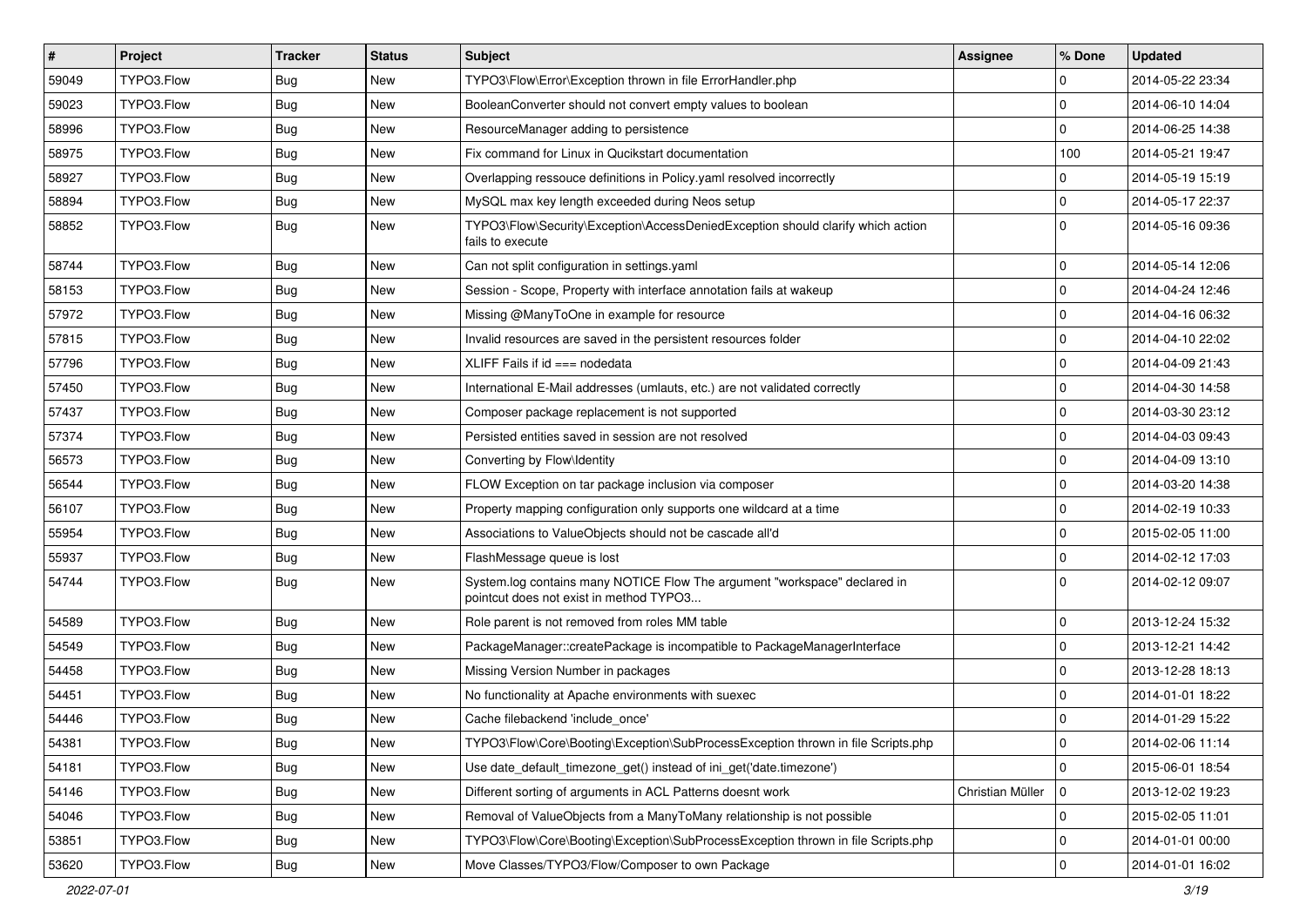| # | Project | Tracker | Status | Subject | Assignee | % Done | Updated |
| --- | --- | --- | --- | --- | --- | --- | --- |
| 59049 | TYPO3.Flow | Bug | New | TYPO3\Flow\Error\Exception thrown in file ErrorHandler.php | | 0 | 2014-05-22 23:34 |
| 59023 | TYPO3.Flow | Bug | New | BooleanConverter should not convert empty values to boolean | | 0 | 2014-06-10 14:04 |
| 58996 | TYPO3.Flow | Bug | New | ResourceManager adding to persistence | | 0 | 2014-06-25 14:38 |
| 58975 | TYPO3.Flow | Bug | New | Fix command for Linux in Qucikstart documentation | | 100 | 2014-05-21 19:47 |
| 58927 | TYPO3.Flow | Bug | New | Overlapping ressouce definitions in Policy.yaml resolved incorrectly | | 0 | 2014-05-19 15:19 |
| 58894 | TYPO3.Flow | Bug | New | MySQL max key length exceeded during Neos setup | | 0 | 2014-05-17 22:37 |
| 58852 | TYPO3.Flow | Bug | New | TYPO3\Flow\Security\Exception\AccessDeniedException should clarify which action fails to execute | | 0 | 2014-05-16 09:36 |
| 58744 | TYPO3.Flow | Bug | New | Can not split configuration in settings.yaml | | 0 | 2014-05-14 12:06 |
| 58153 | TYPO3.Flow | Bug | New | Session - Scope, Property with interface annotation fails at wakeup | | 0 | 2014-04-24 12:46 |
| 57972 | TYPO3.Flow | Bug | New | Missing @ManyToOne in example for resource | | 0 | 2014-04-16 06:32 |
| 57815 | TYPO3.Flow | Bug | New | Invalid resources are saved in the persistent resources folder | | 0 | 2014-04-10 22:02 |
| 57796 | TYPO3.Flow | Bug | New | XLIFF Fails if id === nodedata | | 0 | 2014-04-09 21:43 |
| 57450 | TYPO3.Flow | Bug | New | International E-Mail addresses (umlauts, etc.) are not validated correctly | | 0 | 2014-04-30 14:58 |
| 57437 | TYPO3.Flow | Bug | New | Composer package replacement is not supported | | 0 | 2014-03-30 23:12 |
| 57374 | TYPO3.Flow | Bug | New | Persisted entities saved in session are not resolved | | 0 | 2014-04-03 09:43 |
| 56573 | TYPO3.Flow | Bug | New | Converting by Flow\Identity | | 0 | 2014-04-09 13:10 |
| 56544 | TYPO3.Flow | Bug | New | FLOW Exception on tar package inclusion via composer | | 0 | 2014-03-20 14:38 |
| 56107 | TYPO3.Flow | Bug | New | Property mapping configuration only supports one wildcard at a time | | 0 | 2014-02-19 10:33 |
| 55954 | TYPO3.Flow | Bug | New | Associations to ValueObjects should not be cascade all'd | | 0 | 2015-02-05 11:00 |
| 55937 | TYPO3.Flow | Bug | New | FlashMessage queue is lost | | 0 | 2014-02-12 17:03 |
| 54744 | TYPO3.Flow | Bug | New | System.log contains many NOTICE Flow The argument "workspace" declared in pointcut does not exist in method TYPO3... | | 0 | 2014-02-12 09:07 |
| 54589 | TYPO3.Flow | Bug | New | Role parent is not removed from roles MM table | | 0 | 2013-12-24 15:32 |
| 54549 | TYPO3.Flow | Bug | New | PackageManager::createPackage is incompatible to PackageManagerInterface | | 0 | 2013-12-21 14:42 |
| 54458 | TYPO3.Flow | Bug | New | Missing Version Number in packages | | 0 | 2013-12-28 18:13 |
| 54451 | TYPO3.Flow | Bug | New | No functionality at Apache environments with suexec | | 0 | 2014-01-01 18:22 |
| 54446 | TYPO3.Flow | Bug | New | Cache filebackend 'include_once' | | 0 | 2014-01-29 15:22 |
| 54381 | TYPO3.Flow | Bug | New | TYPO3\Flow\Core\Booting\Exception\SubProcessException thrown in file Scripts.php | | 0 | 2014-02-06 11:14 |
| 54181 | TYPO3.Flow | Bug | New | Use date_default_timezone_get() instead of ini_get('date.timezone') | | 0 | 2015-06-01 18:54 |
| 54146 | TYPO3.Flow | Bug | New | Different sorting of arguments in ACL Patterns doesnt work | Christian Müller | 0 | 2013-12-02 19:23 |
| 54046 | TYPO3.Flow | Bug | New | Removal of ValueObjects from a ManyToMany relationship is not possible | | 0 | 2015-02-05 11:01 |
| 53851 | TYPO3.Flow | Bug | New | TYPO3\Flow\Core\Booting\Exception\SubProcessException thrown in file Scripts.php | | 0 | 2014-01-01 00:00 |
| 53620 | TYPO3.Flow | Bug | New | Move Classes/TYPO3/Flow/Composer to own Package | | 0 | 2014-01-01 16:02 |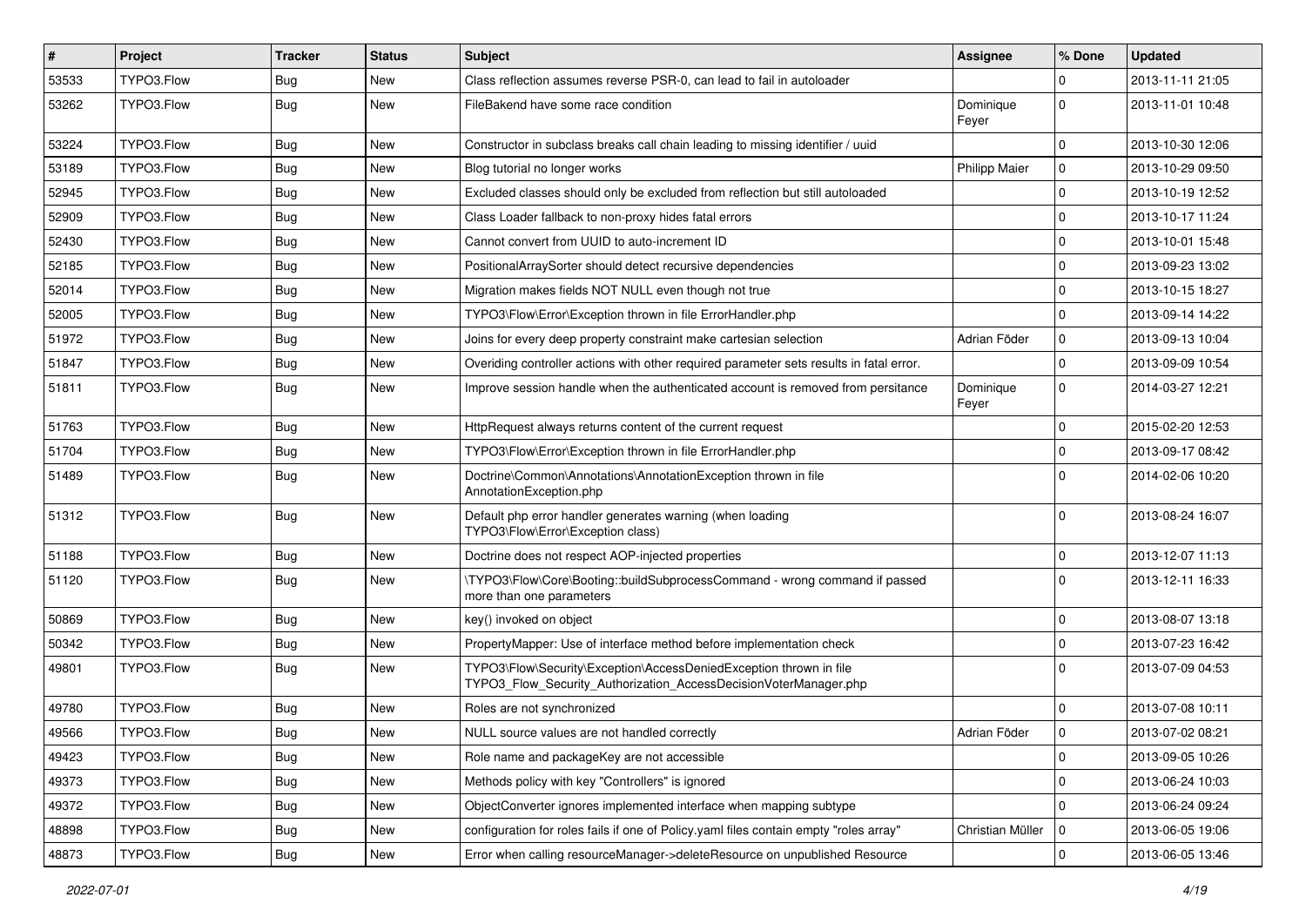| # | Project | Tracker | Status | Subject | Assignee | % Done | Updated |
|---|---|---|---|---|---|---|---|
| 53533 | TYPO3.Flow | Bug | New | Class reflection assumes reverse PSR-0, can lead to fail in autoloader | | 0 | 2013-11-11 21:05 |
| 53262 | TYPO3.Flow | Bug | New | FileBakend have some race condition | Dominique Feyer | 0 | 2013-11-01 10:48 |
| 53224 | TYPO3.Flow | Bug | New | Constructor in subclass breaks call chain leading to missing identifier / uuid | | 0 | 2013-10-30 12:06 |
| 53189 | TYPO3.Flow | Bug | New | Blog tutorial no longer works | Philipp Maier | 0 | 2013-10-29 09:50 |
| 52945 | TYPO3.Flow | Bug | New | Excluded classes should only be excluded from reflection but still autoloaded | | 0 | 2013-10-19 12:52 |
| 52909 | TYPO3.Flow | Bug | New | Class Loader fallback to non-proxy hides fatal errors | | 0 | 2013-10-17 11:24 |
| 52430 | TYPO3.Flow | Bug | New | Cannot convert from UUID to auto-increment ID | | 0 | 2013-10-01 15:48 |
| 52185 | TYPO3.Flow | Bug | New | PositionalArraySorter should detect recursive dependencies | | 0 | 2013-09-23 13:02 |
| 52014 | TYPO3.Flow | Bug | New | Migration makes fields NOT NULL even though not true | | 0 | 2013-10-15 18:27 |
| 52005 | TYPO3.Flow | Bug | New | TYPO3\Flow\Error\Exception thrown in file ErrorHandler.php | | 0 | 2013-09-14 14:22 |
| 51972 | TYPO3.Flow | Bug | New | Joins for every deep property constraint make cartesian selection | Adrian Föder | 0 | 2013-09-13 10:04 |
| 51847 | TYPO3.Flow | Bug | New | Overiding controller actions with other required parameter sets results in fatal error. | | 0 | 2013-09-09 10:54 |
| 51811 | TYPO3.Flow | Bug | New | Improve session handle when the authenticated account is removed from persitance | Dominique Feyer | 0 | 2014-03-27 12:21 |
| 51763 | TYPO3.Flow | Bug | New | HttpRequest always returns content of the current request | | 0 | 2015-02-20 12:53 |
| 51704 | TYPO3.Flow | Bug | New | TYPO3\Flow\Error\Exception thrown in file ErrorHandler.php | | 0 | 2013-09-17 08:42 |
| 51489 | TYPO3.Flow | Bug | New | Doctrine\Common\Annotations\AnnotationException thrown in file AnnotationException.php | | 0 | 2014-02-06 10:20 |
| 51312 | TYPO3.Flow | Bug | New | Default php error handler generates warning (when loading TYPO3\Flow\Error\Exception class) | | 0 | 2013-08-24 16:07 |
| 51188 | TYPO3.Flow | Bug | New | Doctrine does not respect AOP-injected properties | | 0 | 2013-12-07 11:13 |
| 51120 | TYPO3.Flow | Bug | New | \TYPO3\Flow\Core\Booting::buildSubprocessCommand - wrong command if passed more than one parameters | | 0 | 2013-12-11 16:33 |
| 50869 | TYPO3.Flow | Bug | New | key() invoked on object | | 0 | 2013-08-07 13:18 |
| 50342 | TYPO3.Flow | Bug | New | PropertyMapper: Use of interface method before implementation check | | 0 | 2013-07-23 16:42 |
| 49801 | TYPO3.Flow | Bug | New | TYPO3\Flow\Security\Exception\AccessDeniedException thrown in file TYPO3_Flow_Security_Authorization_AccessDecisionVoterManager.php | | 0 | 2013-07-09 04:53 |
| 49780 | TYPO3.Flow | Bug | New | Roles are not synchronized | | 0 | 2013-07-08 10:11 |
| 49566 | TYPO3.Flow | Bug | New | NULL source values are not handled correctly | Adrian Föder | 0 | 2013-07-02 08:21 |
| 49423 | TYPO3.Flow | Bug | New | Role name and packageKey are not accessible | | 0 | 2013-09-05 10:26 |
| 49373 | TYPO3.Flow | Bug | New | Methods policy with key "Controllers" is ignored | | 0 | 2013-06-24 10:03 |
| 49372 | TYPO3.Flow | Bug | New | ObjectConverter ignores implemented interface when mapping subtype | | 0 | 2013-06-24 09:24 |
| 48898 | TYPO3.Flow | Bug | New | configuration for roles fails if one of Policy.yaml files contain empty "roles array" | Christian Müller | 0 | 2013-06-05 19:06 |
| 48873 | TYPO3.Flow | Bug | New | Error when calling resourceManager->deleteResource on unpublished Resource | | 0 | 2013-06-05 13:46 |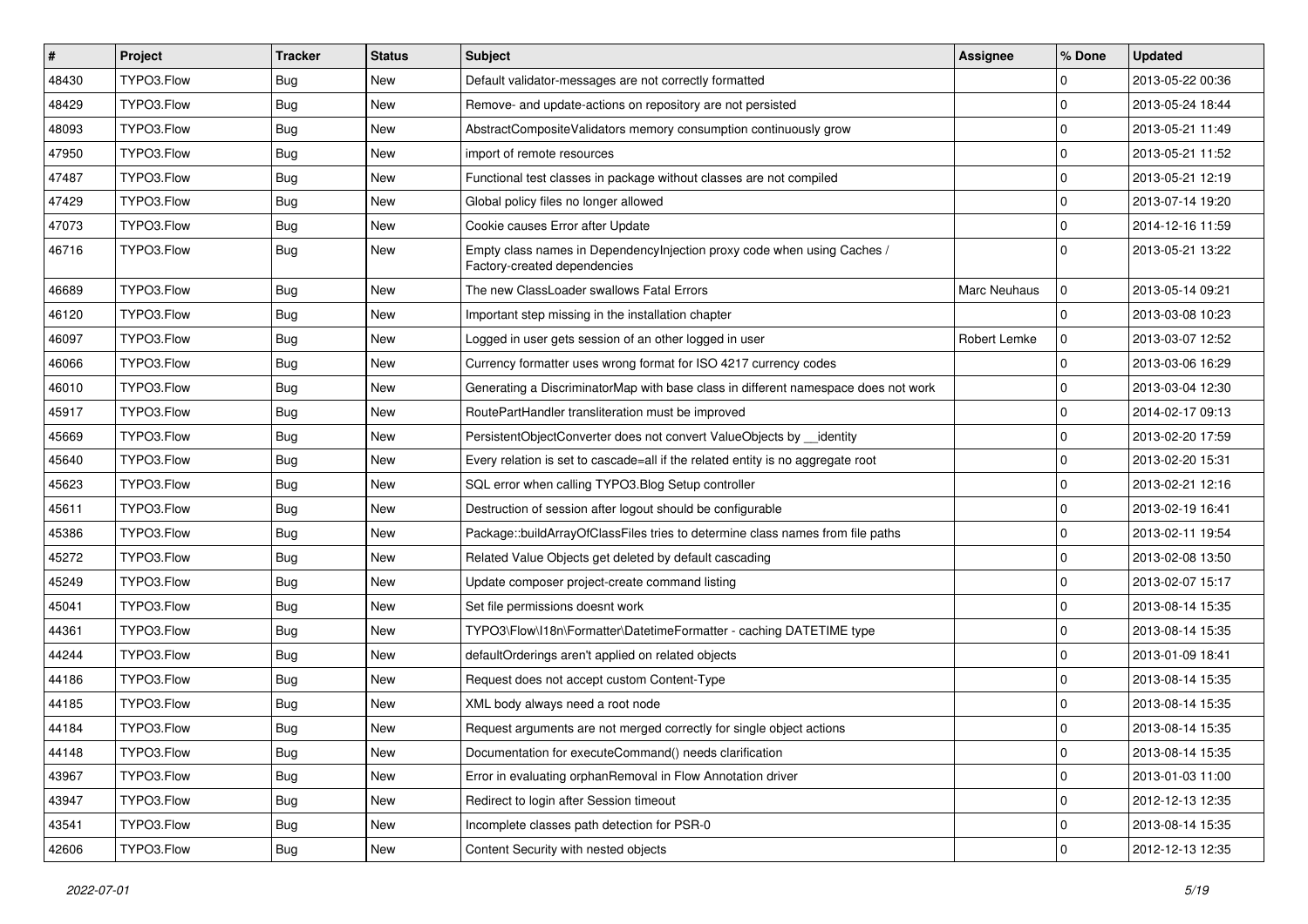| # | Project | Tracker | Status | Subject | Assignee | % Done | Updated |
|---|---|---|---|---|---|---|---|
| 48430 | TYPO3.Flow | Bug | New | Default validator-messages are not correctly formatted | | 0 | 2013-05-22 00:36 |
| 48429 | TYPO3.Flow | Bug | New | Remove- and update-actions on repository are not persisted | | 0 | 2013-05-24 18:44 |
| 48093 | TYPO3.Flow | Bug | New | AbstractCompositeValidators memory consumption continuously grow | | 0 | 2013-05-21 11:49 |
| 47950 | TYPO3.Flow | Bug | New | import of remote resources | | 0 | 2013-05-21 11:52 |
| 47487 | TYPO3.Flow | Bug | New | Functional test classes in package without classes are not compiled | | 0 | 2013-05-21 12:19 |
| 47429 | TYPO3.Flow | Bug | New | Global policy files no longer allowed | | 0 | 2013-07-14 19:20 |
| 47073 | TYPO3.Flow | Bug | New | Cookie causes Error after Update | | 0 | 2014-12-16 11:59 |
| 46716 | TYPO3.Flow | Bug | New | Empty class names in DependencyInjection proxy code when using Caches / Factory-created dependencies | | 0 | 2013-05-21 13:22 |
| 46689 | TYPO3.Flow | Bug | New | The new ClassLoader swallows Fatal Errors | Marc Neuhaus | 0 | 2013-05-14 09:21 |
| 46120 | TYPO3.Flow | Bug | New | Important step missing in the installation chapter | | 0 | 2013-03-08 10:23 |
| 46097 | TYPO3.Flow | Bug | New | Logged in user gets session of an other logged in user | Robert Lemke | 0 | 2013-03-07 12:52 |
| 46066 | TYPO3.Flow | Bug | New | Currency formatter uses wrong format for ISO 4217 currency codes | | 0 | 2013-03-06 16:29 |
| 46010 | TYPO3.Flow | Bug | New | Generating a DiscriminatorMap with base class in different namespace does not work | | 0 | 2013-03-04 12:30 |
| 45917 | TYPO3.Flow | Bug | New | RoutePartHandler transliteration must be improved | | 0 | 2014-02-17 09:13 |
| 45669 | TYPO3.Flow | Bug | New | PersistentObjectConverter does not convert ValueObjects by __identity | | 0 | 2013-02-20 17:59 |
| 45640 | TYPO3.Flow | Bug | New | Every relation is set to cascade=all if the related entity is no aggregate root | | 0 | 2013-02-20 15:31 |
| 45623 | TYPO3.Flow | Bug | New | SQL error when calling TYPO3.Blog Setup controller | | 0 | 2013-02-21 12:16 |
| 45611 | TYPO3.Flow | Bug | New | Destruction of session after logout should be configurable | | 0 | 2013-02-19 16:41 |
| 45386 | TYPO3.Flow | Bug | New | Package::buildArrayOfClassFiles tries to determine class names from file paths | | 0 | 2013-02-11 19:54 |
| 45272 | TYPO3.Flow | Bug | New | Related Value Objects get deleted by default cascading | | 0 | 2013-02-08 13:50 |
| 45249 | TYPO3.Flow | Bug | New | Update composer project-create command listing | | 0 | 2013-02-07 15:17 |
| 45041 | TYPO3.Flow | Bug | New | Set file permissions doesnt work | | 0 | 2013-08-14 15:35 |
| 44361 | TYPO3.Flow | Bug | New | TYPO3\Flow\I18n\Formatter\DatetimeFormatter - caching DATETIME type | | 0 | 2013-08-14 15:35 |
| 44244 | TYPO3.Flow | Bug | New | defaultOrderings aren't applied on related objects | | 0 | 2013-01-09 18:41 |
| 44186 | TYPO3.Flow | Bug | New | Request does not accept custom Content-Type | | 0 | 2013-08-14 15:35 |
| 44185 | TYPO3.Flow | Bug | New | XML body always need a root node | | 0 | 2013-08-14 15:35 |
| 44184 | TYPO3.Flow | Bug | New | Request arguments are not merged correctly for single object actions | | 0 | 2013-08-14 15:35 |
| 44148 | TYPO3.Flow | Bug | New | Documentation for executeCommand() needs clarification | | 0 | 2013-08-14 15:35 |
| 43967 | TYPO3.Flow | Bug | New | Error in evaluating orphanRemoval in Flow Annotation driver | | 0 | 2013-01-03 11:00 |
| 43947 | TYPO3.Flow | Bug | New | Redirect to login after Session timeout | | 0 | 2012-12-13 12:35 |
| 43541 | TYPO3.Flow | Bug | New | Incomplete classes path detection for PSR-0 | | 0 | 2013-08-14 15:35 |
| 42606 | TYPO3.Flow | Bug | New | Content Security with nested objects | | 0 | 2012-12-13 12:35 |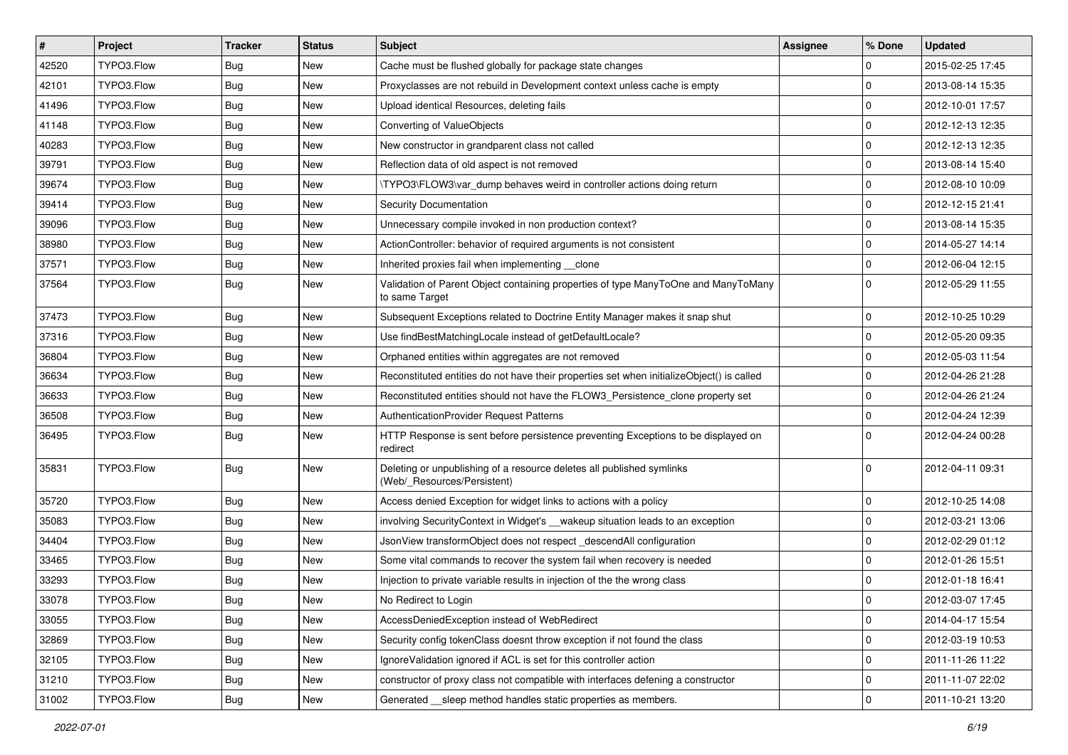| # | Project | Tracker | Status | Subject | Assignee | % Done | Updated |
|---|---|---|---|---|---|---|---|
| 42520 | TYPO3.Flow | Bug | New | Cache must be flushed globally for package state changes | | 0 | 2015-02-25 17:45 |
| 42101 | TYPO3.Flow | Bug | New | Proxyclasses are not rebuild in Development context unless cache is empty | | 0 | 2013-08-14 15:35 |
| 41496 | TYPO3.Flow | Bug | New | Upload identical Resources, deleting fails | | 0 | 2012-10-01 17:57 |
| 41148 | TYPO3.Flow | Bug | New | Converting of ValueObjects | | 0 | 2012-12-13 12:35 |
| 40283 | TYPO3.Flow | Bug | New | New constructor in grandparent class not called | | 0 | 2012-12-13 12:35 |
| 39791 | TYPO3.Flow | Bug | New | Reflection data of old aspect is not removed | | 0 | 2013-08-14 15:40 |
| 39674 | TYPO3.Flow | Bug | New | \TYPO3\FLOW3\var_dump behaves weird in controller actions doing return | | 0 | 2012-08-10 10:09 |
| 39414 | TYPO3.Flow | Bug | New | Security Documentation | | 0 | 2012-12-15 21:41 |
| 39096 | TYPO3.Flow | Bug | New | Unnecessary compile invoked in non production context? | | 0 | 2013-08-14 15:35 |
| 38980 | TYPO3.Flow | Bug | New | ActionController: behavior of required arguments is not consistent | | 0 | 2014-05-27 14:14 |
| 37571 | TYPO3.Flow | Bug | New | Inherited proxies fail when implementing __clone | | 0 | 2012-06-04 12:15 |
| 37564 | TYPO3.Flow | Bug | New | Validation of Parent Object containing properties of type ManyToOne and ManyToMany to same Target | | 0 | 2012-05-29 11:55 |
| 37473 | TYPO3.Flow | Bug | New | Subsequent Exceptions related to Doctrine Entity Manager makes it snap shut | | 0 | 2012-10-25 10:29 |
| 37316 | TYPO3.Flow | Bug | New | Use findBestMatchingLocale instead of getDefaultLocale? | | 0 | 2012-05-20 09:35 |
| 36804 | TYPO3.Flow | Bug | New | Orphaned entities within aggregates are not removed | | 0 | 2012-05-03 11:54 |
| 36634 | TYPO3.Flow | Bug | New | Reconstituted entities do not have their properties set when initializeObject() is called | | 0 | 2012-04-26 21:28 |
| 36633 | TYPO3.Flow | Bug | New | Reconstituted entities should not have the FLOW3_Persistence_clone property set | | 0 | 2012-04-26 21:24 |
| 36508 | TYPO3.Flow | Bug | New | AuthenticationProvider Request Patterns | | 0 | 2012-04-24 12:39 |
| 36495 | TYPO3.Flow | Bug | New | HTTP Response is sent before persistence preventing Exceptions to be displayed on redirect | | 0 | 2012-04-24 00:28 |
| 35831 | TYPO3.Flow | Bug | New | Deleting or unpublishing of a resource deletes all published symlinks (Web/_Resources/Persistent) | | 0 | 2012-04-11 09:31 |
| 35720 | TYPO3.Flow | Bug | New | Access denied Exception for widget links to actions with a policy | | 0 | 2012-10-25 14:08 |
| 35083 | TYPO3.Flow | Bug | New | involving SecurityContext in Widget's __wakeup situation leads to an exception | | 0 | 2012-03-21 13:06 |
| 34404 | TYPO3.Flow | Bug | New | JsonView transformObject does not respect _descendAll configuration | | 0 | 2012-02-29 01:12 |
| 33465 | TYPO3.Flow | Bug | New | Some vital commands to recover the system fail when recovery is needed | | 0 | 2012-01-26 15:51 |
| 33293 | TYPO3.Flow | Bug | New | Injection to private variable results in injection of the the wrong class | | 0 | 2012-01-18 16:41 |
| 33078 | TYPO3.Flow | Bug | New | No Redirect to Login | | 0 | 2012-03-07 17:45 |
| 33055 | TYPO3.Flow | Bug | New | AccessDeniedException instead of WebRedirect | | 0 | 2014-04-17 15:54 |
| 32869 | TYPO3.Flow | Bug | New | Security config tokenClass doesnt throw exception if not found the class | | 0 | 2012-03-19 10:53 |
| 32105 | TYPO3.Flow | Bug | New | IgnoreValidation ignored if ACL is set for this controller action | | 0 | 2011-11-26 11:22 |
| 31210 | TYPO3.Flow | Bug | New | constructor of proxy class not compatible with interfaces defening a constructor | | 0 | 2011-11-07 22:02 |
| 31002 | TYPO3.Flow | Bug | New | Generated __sleep method handles static properties as members. | | 0 | 2011-10-21 13:20 |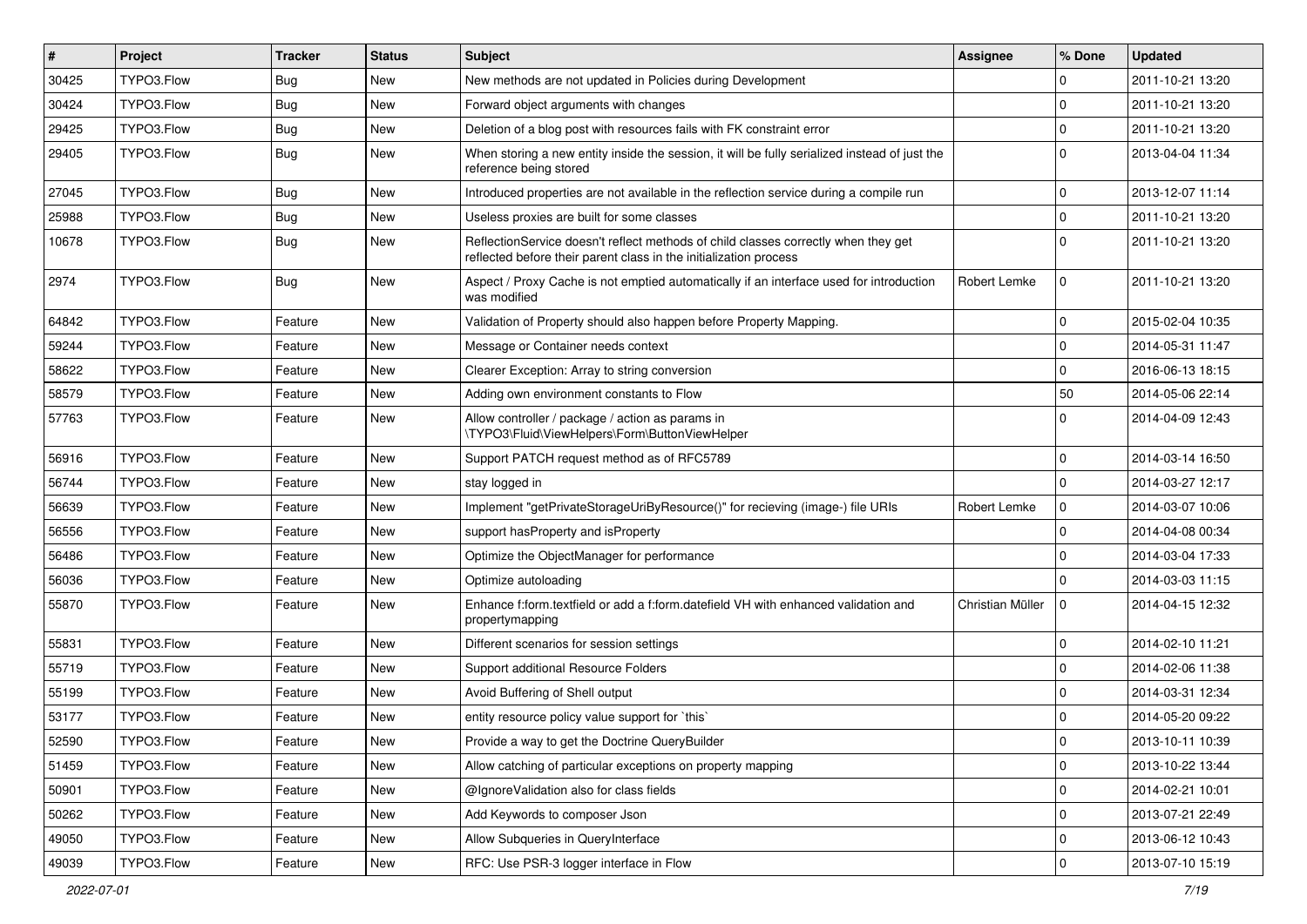| # | Project | Tracker | Status | Subject | Assignee | % Done | Updated |
|---|---|---|---|---|---|---|---|
| 30425 | TYPO3.Flow | Bug | New | New methods are not updated in Policies during Development | | 0 | 2011-10-21 13:20 |
| 30424 | TYPO3.Flow | Bug | New | Forward object arguments with changes | | 0 | 2011-10-21 13:20 |
| 29425 | TYPO3.Flow | Bug | New | Deletion of a blog post with resources fails with FK constraint error | | 0 | 2011-10-21 13:20 |
| 29405 | TYPO3.Flow | Bug | New | When storing a new entity inside the session, it will be fully serialized instead of just the reference being stored | | 0 | 2013-04-04 11:34 |
| 27045 | TYPO3.Flow | Bug | New | Introduced properties are not available in the reflection service during a compile run | | 0 | 2013-12-07 11:14 |
| 25988 | TYPO3.Flow | Bug | New | Useless proxies are built for some classes | | 0 | 2011-10-21 13:20 |
| 10678 | TYPO3.Flow | Bug | New | ReflectionService doesn't reflect methods of child classes correctly when they get reflected before their parent class in the initialization process | | 0 | 2011-10-21 13:20 |
| 2974 | TYPO3.Flow | Bug | New | Aspect / Proxy Cache is not emptied automatically if an interface used for introduction was modified | Robert Lemke | 0 | 2011-10-21 13:20 |
| 64842 | TYPO3.Flow | Feature | New | Validation of Property should also happen before Property Mapping. | | 0 | 2015-02-04 10:35 |
| 59244 | TYPO3.Flow | Feature | New | Message or Container needs context | | 0 | 2014-05-31 11:47 |
| 58622 | TYPO3.Flow | Feature | New | Clearer Exception: Array to string conversion | | 0 | 2016-06-13 18:15 |
| 58579 | TYPO3.Flow | Feature | New | Adding own environment constants to Flow | | 50 | 2014-05-06 22:14 |
| 57763 | TYPO3.Flow | Feature | New | Allow controller / package / action as params in \TYPO3\Fluid\ViewHelpers\Form\ButtonViewHelper | | 0 | 2014-04-09 12:43 |
| 56916 | TYPO3.Flow | Feature | New | Support PATCH request method as of RFC5789 | | 0 | 2014-03-14 16:50 |
| 56744 | TYPO3.Flow | Feature | New | stay logged in | | 0 | 2014-03-27 12:17 |
| 56639 | TYPO3.Flow | Feature | New | Implement "getPrivateStorageUriByResource()" for recieving (image-) file URIs | Robert Lemke | 0 | 2014-03-07 10:06 |
| 56556 | TYPO3.Flow | Feature | New | support hasProperty and isProperty | | 0 | 2014-04-08 00:34 |
| 56486 | TYPO3.Flow | Feature | New | Optimize the ObjectManager for performance | | 0 | 2014-03-04 17:33 |
| 56036 | TYPO3.Flow | Feature | New | Optimize autoloading | | 0 | 2014-03-03 11:15 |
| 55870 | TYPO3.Flow | Feature | New | Enhance f:form.textfield or add a f:form.datefield VH with enhanced validation and propertymapping | Christian Müller | 0 | 2014-04-15 12:32 |
| 55831 | TYPO3.Flow | Feature | New | Different scenarios for session settings | | 0 | 2014-02-10 11:21 |
| 55719 | TYPO3.Flow | Feature | New | Support additional Resource Folders | | 0 | 2014-02-06 11:38 |
| 55199 | TYPO3.Flow | Feature | New | Avoid Buffering of Shell output | | 0 | 2014-03-31 12:34 |
| 53177 | TYPO3.Flow | Feature | New | entity resource policy value support for `this` | | 0 | 2014-05-20 09:22 |
| 52590 | TYPO3.Flow | Feature | New | Provide a way to get the Doctrine QueryBuilder | | 0 | 2013-10-11 10:39 |
| 51459 | TYPO3.Flow | Feature | New | Allow catching of particular exceptions on property mapping | | 0 | 2013-10-22 13:44 |
| 50901 | TYPO3.Flow | Feature | New | @IgnoreValidation also for class fields | | 0 | 2014-02-21 10:01 |
| 50262 | TYPO3.Flow | Feature | New | Add Keywords to composer Json | | 0 | 2013-07-21 22:49 |
| 49050 | TYPO3.Flow | Feature | New | Allow Subqueries in QueryInterface | | 0 | 2013-06-12 10:43 |
| 49039 | TYPO3.Flow | Feature | New | RFC: Use PSR-3 logger interface in Flow | | 0 | 2013-07-10 15:19 |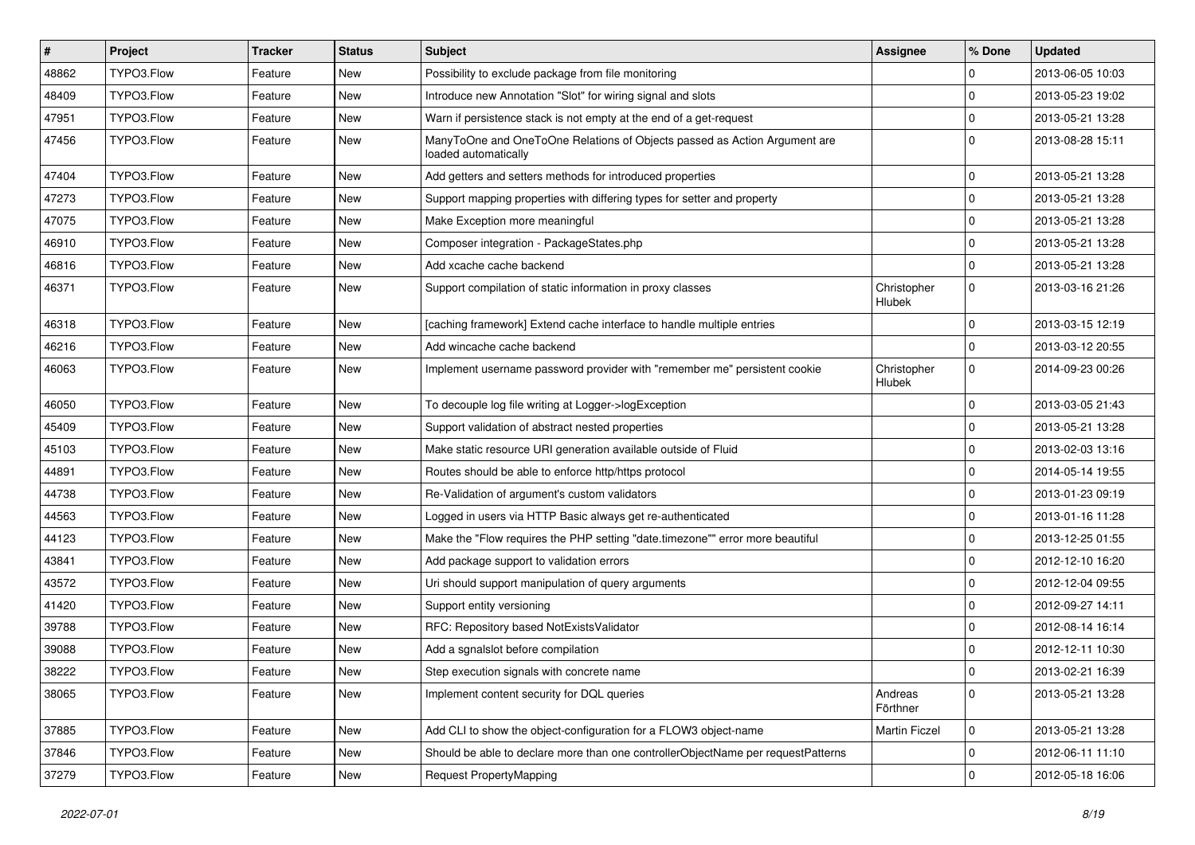| # | Project | Tracker | Status | Subject | Assignee | % Done | Updated |
|---|---|---|---|---|---|---|---|
| 48862 | TYPO3.Flow | Feature | New | Possibility to exclude package from file monitoring | | 0 | 2013-06-05 10:03 |
| 48409 | TYPO3.Flow | Feature | New | Introduce new Annotation "Slot" for wiring signal and slots | | 0 | 2013-05-23 19:02 |
| 47951 | TYPO3.Flow | Feature | New | Warn if persistence stack is not empty at the end of a get-request | | 0 | 2013-05-21 13:28 |
| 47456 | TYPO3.Flow | Feature | New | ManyToOne and OneToOne Relations of Objects passed as Action Argument are loaded automatically | | 0 | 2013-08-28 15:11 |
| 47404 | TYPO3.Flow | Feature | New | Add getters and setters methods for introduced properties | | 0 | 2013-05-21 13:28 |
| 47273 | TYPO3.Flow | Feature | New | Support mapping properties with differing types for setter and property | | 0 | 2013-05-21 13:28 |
| 47075 | TYPO3.Flow | Feature | New | Make Exception more meaningful | | 0 | 2013-05-21 13:28 |
| 46910 | TYPO3.Flow | Feature | New | Composer integration - PackageStates.php | | 0 | 2013-05-21 13:28 |
| 46816 | TYPO3.Flow | Feature | New | Add xcache cache backend | | 0 | 2013-05-21 13:28 |
| 46371 | TYPO3.Flow | Feature | New | Support compilation of static information in proxy classes | Christopher Hlubek | 0 | 2013-03-16 21:26 |
| 46318 | TYPO3.Flow | Feature | New | [caching framework] Extend cache interface to handle multiple entries | | 0 | 2013-03-15 12:19 |
| 46216 | TYPO3.Flow | Feature | New | Add wincache cache backend | | 0 | 2013-03-12 20:55 |
| 46063 | TYPO3.Flow | Feature | New | Implement username password provider with "remember me" persistent cookie | Christopher Hlubek | 0 | 2014-09-23 00:26 |
| 46050 | TYPO3.Flow | Feature | New | To decouple log file writing at Logger->logException | | 0 | 2013-03-05 21:43 |
| 45409 | TYPO3.Flow | Feature | New | Support validation of abstract nested properties | | 0 | 2013-05-21 13:28 |
| 45103 | TYPO3.Flow | Feature | New | Make static resource URI generation available outside of Fluid | | 0 | 2013-02-03 13:16 |
| 44891 | TYPO3.Flow | Feature | New | Routes should be able to enforce http/https protocol | | 0 | 2014-05-14 19:55 |
| 44738 | TYPO3.Flow | Feature | New | Re-Validation of argument's custom validators | | 0 | 2013-01-23 09:19 |
| 44563 | TYPO3.Flow | Feature | New | Logged in users via HTTP Basic always get re-authenticated | | 0 | 2013-01-16 11:28 |
| 44123 | TYPO3.Flow | Feature | New | Make the "Flow requires the PHP setting "date.timezone"" error more beautiful | | 0 | 2013-12-25 01:55 |
| 43841 | TYPO3.Flow | Feature | New | Add package support to validation errors | | 0 | 2012-12-10 16:20 |
| 43572 | TYPO3.Flow | Feature | New | Uri should support manipulation of query arguments | | 0 | 2012-12-04 09:55 |
| 41420 | TYPO3.Flow | Feature | New | Support entity versioning | | 0 | 2012-09-27 14:11 |
| 39788 | TYPO3.Flow | Feature | New | RFC: Repository based NotExistsValidator | | 0 | 2012-08-14 16:14 |
| 39088 | TYPO3.Flow | Feature | New | Add a sgnalslot before compilation | | 0 | 2012-12-11 10:30 |
| 38222 | TYPO3.Flow | Feature | New | Step execution signals with concrete name | | 0 | 2013-02-21 16:39 |
| 38065 | TYPO3.Flow | Feature | New | Implement content security for DQL queries | Andreas Förthner | 0 | 2013-05-21 13:28 |
| 37885 | TYPO3.Flow | Feature | New | Add CLI to show the object-configuration for a FLOW3 object-name | Martin Ficzel | 0 | 2013-05-21 13:28 |
| 37846 | TYPO3.Flow | Feature | New | Should be able to declare more than one controllerObjectName per requestPatterns | | 0 | 2012-06-11 11:10 |
| 37279 | TYPO3.Flow | Feature | New | Request PropertyMapping | | 0 | 2012-05-18 16:06 |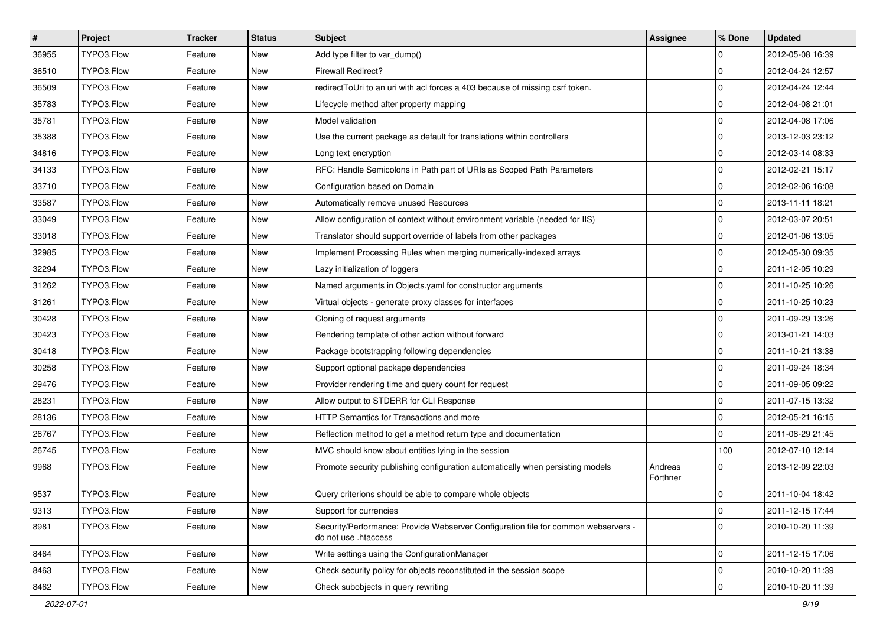| # | Project | Tracker | Status | Subject | Assignee | % Done | Updated |
|---|---|---|---|---|---|---|---|
| 36955 | TYPO3.Flow | Feature | New | Add type filter to var_dump() | | 0 | 2012-05-08 16:39 |
| 36510 | TYPO3.Flow | Feature | New | Firewall Redirect? | | 0 | 2012-04-24 12:57 |
| 36509 | TYPO3.Flow | Feature | New | redirectToUri to an uri with acl forces a 403 because of missing csrf token. | | 0 | 2012-04-24 12:44 |
| 35783 | TYPO3.Flow | Feature | New | Lifecycle method after property mapping | | 0 | 2012-04-08 21:01 |
| 35781 | TYPO3.Flow | Feature | New | Model validation | | 0 | 2012-04-08 17:06 |
| 35388 | TYPO3.Flow | Feature | New | Use the current package as default for translations within controllers | | 0 | 2013-12-03 23:12 |
| 34816 | TYPO3.Flow | Feature | New | Long text encryption | | 0 | 2012-03-14 08:33 |
| 34133 | TYPO3.Flow | Feature | New | RFC: Handle Semicolons in Path part of URIs as Scoped Path Parameters | | 0 | 2012-02-21 15:17 |
| 33710 | TYPO3.Flow | Feature | New | Configuration based on Domain | | 0 | 2012-02-06 16:08 |
| 33587 | TYPO3.Flow | Feature | New | Automatically remove unused Resources | | 0 | 2013-11-11 18:21 |
| 33049 | TYPO3.Flow | Feature | New | Allow configuration of context without environment variable (needed for IIS) | | 0 | 2012-03-07 20:51 |
| 33018 | TYPO3.Flow | Feature | New | Translator should support override of labels from other packages | | 0 | 2012-01-06 13:05 |
| 32985 | TYPO3.Flow | Feature | New | Implement Processing Rules when merging numerically-indexed arrays | | 0 | 2012-05-30 09:35 |
| 32294 | TYPO3.Flow | Feature | New | Lazy initialization of loggers | | 0 | 2011-12-05 10:29 |
| 31262 | TYPO3.Flow | Feature | New | Named arguments in Objects.yaml for constructor arguments | | 0 | 2011-10-25 10:26 |
| 31261 | TYPO3.Flow | Feature | New | Virtual objects - generate proxy classes for interfaces | | 0 | 2011-10-25 10:23 |
| 30428 | TYPO3.Flow | Feature | New | Cloning of request arguments | | 0 | 2011-09-29 13:26 |
| 30423 | TYPO3.Flow | Feature | New | Rendering template of other action without forward | | 0 | 2013-01-21 14:03 |
| 30418 | TYPO3.Flow | Feature | New | Package bootstrapping following dependencies | | 0 | 2011-10-21 13:38 |
| 30258 | TYPO3.Flow | Feature | New | Support optional package dependencies | | 0 | 2011-09-24 18:34 |
| 29476 | TYPO3.Flow | Feature | New | Provider rendering time and query count for request | | 0 | 2011-09-05 09:22 |
| 28231 | TYPO3.Flow | Feature | New | Allow output to STDERR for CLI Response | | 0 | 2011-07-15 13:32 |
| 28136 | TYPO3.Flow | Feature | New | HTTP Semantics for Transactions and more | | 0 | 2012-05-21 16:15 |
| 26767 | TYPO3.Flow | Feature | New | Reflection method to get a method return type and documentation | | 0 | 2011-08-29 21:45 |
| 26745 | TYPO3.Flow | Feature | New | MVC should know about entities lying in the session | | 100 | 2012-07-10 12:14 |
| 9968 | TYPO3.Flow | Feature | New | Promote security publishing configuration automatically when persisting models | Andreas Förthner | 0 | 2013-12-09 22:03 |
| 9537 | TYPO3.Flow | Feature | New | Query criterions should be able to compare whole objects | | 0 | 2011-10-04 18:42 |
| 9313 | TYPO3.Flow | Feature | New | Support for currencies | | 0 | 2011-12-15 17:44 |
| 8981 | TYPO3.Flow | Feature | New | Security/Performance: Provide Webserver Configuration file for common webservers - do not use .htaccess | | 0 | 2010-10-20 11:39 |
| 8464 | TYPO3.Flow | Feature | New | Write settings using the ConfigurationManager | | 0 | 2011-12-15 17:06 |
| 8463 | TYPO3.Flow | Feature | New | Check security policy for objects reconstituted in the session scope | | 0 | 2010-10-20 11:39 |
| 8462 | TYPO3.Flow | Feature | New | Check subobjects in query rewriting | | 0 | 2010-10-20 11:39 |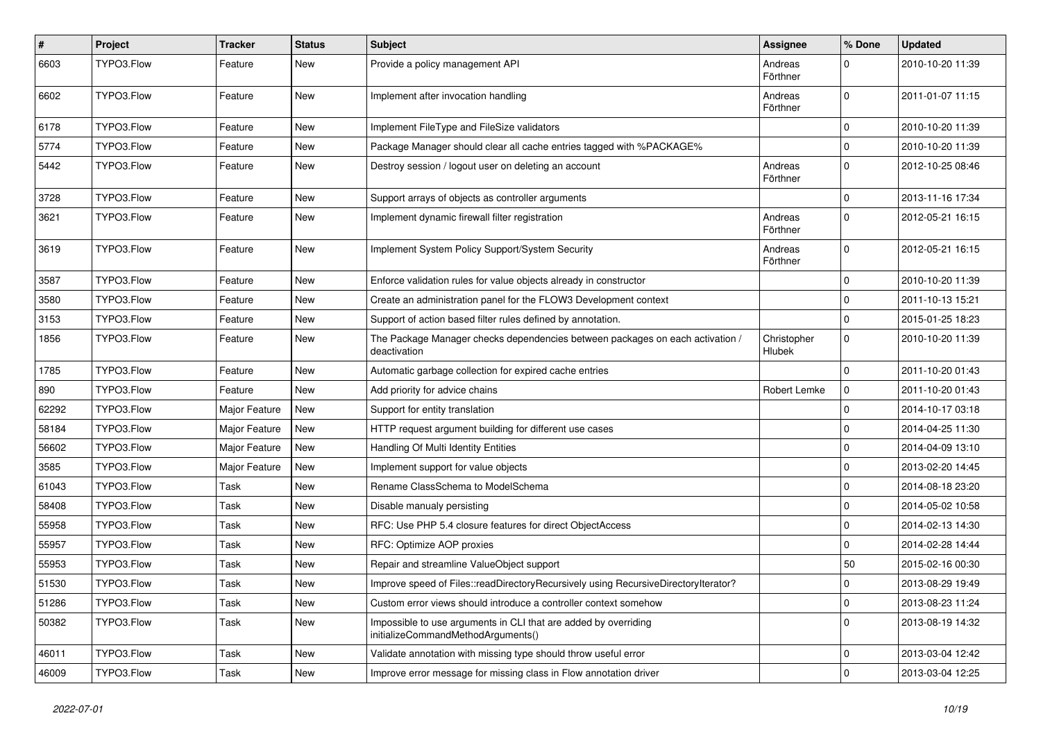| # | Project | Tracker | Status | Subject | Assignee | % Done | Updated |
| --- | --- | --- | --- | --- | --- | --- | --- |
| 6603 | TYPO3.Flow | Feature | New | Provide a policy management API | Andreas Förthner | 0 | 2010-10-20 11:39 |
| 6602 | TYPO3.Flow | Feature | New | Implement after invocation handling | Andreas Förthner | 0 | 2011-01-07 11:15 |
| 6178 | TYPO3.Flow | Feature | New | Implement FileType and FileSize validators | | 0 | 2010-10-20 11:39 |
| 5774 | TYPO3.Flow | Feature | New | Package Manager should clear all cache entries tagged with %PACKAGE% | | 0 | 2010-10-20 11:39 |
| 5442 | TYPO3.Flow | Feature | New | Destroy session / logout user on deleting an account | Andreas Förthner | 0 | 2012-10-25 08:46 |
| 3728 | TYPO3.Flow | Feature | New | Support arrays of objects as controller arguments | | 0 | 2013-11-16 17:34 |
| 3621 | TYPO3.Flow | Feature | New | Implement dynamic firewall filter registration | Andreas Förthner | 0 | 2012-05-21 16:15 |
| 3619 | TYPO3.Flow | Feature | New | Implement System Policy Support/System Security | Andreas Förthner | 0 | 2012-05-21 16:15 |
| 3587 | TYPO3.Flow | Feature | New | Enforce validation rules for value objects already in constructor | | 0 | 2010-10-20 11:39 |
| 3580 | TYPO3.Flow | Feature | New | Create an administration panel for the FLOW3 Development context | | 0 | 2011-10-13 15:21 |
| 3153 | TYPO3.Flow | Feature | New | Support of action based filter rules defined by annotation. | | 0 | 2015-01-25 18:23 |
| 1856 | TYPO3.Flow | Feature | New | The Package Manager checks dependencies between packages on each activation / deactivation | Christopher Hlubek | 0 | 2010-10-20 11:39 |
| 1785 | TYPO3.Flow | Feature | New | Automatic garbage collection for expired cache entries | | 0 | 2011-10-20 01:43 |
| 890 | TYPO3.Flow | Feature | New | Add priority for advice chains | Robert Lemke | 0 | 2011-10-20 01:43 |
| 62292 | TYPO3.Flow | Major Feature | New | Support for entity translation | | 0 | 2014-10-17 03:18 |
| 58184 | TYPO3.Flow | Major Feature | New | HTTP request argument building for different use cases | | 0 | 2014-04-25 11:30 |
| 56602 | TYPO3.Flow | Major Feature | New | Handling Of Multi Identity Entities | | 0 | 2014-04-09 13:10 |
| 3585 | TYPO3.Flow | Major Feature | New | Implement support for value objects | | 0 | 2013-02-20 14:45 |
| 61043 | TYPO3.Flow | Task | New | Rename ClassSchema to ModelSchema | | 0 | 2014-08-18 23:20 |
| 58408 | TYPO3.Flow | Task | New | Disable manualy persisting | | 0 | 2014-05-02 10:58 |
| 55958 | TYPO3.Flow | Task | New | RFC: Use PHP 5.4 closure features for direct ObjectAccess | | 0 | 2014-02-13 14:30 |
| 55957 | TYPO3.Flow | Task | New | RFC: Optimize AOP proxies | | 0 | 2014-02-28 14:44 |
| 55953 | TYPO3.Flow | Task | New | Repair and streamline ValueObject support | | 50 | 2015-02-16 00:30 |
| 51530 | TYPO3.Flow | Task | New | Improve speed of Files::readDirectoryRecursively using RecursiveDirectoryIterator? | | 0 | 2013-08-29 19:49 |
| 51286 | TYPO3.Flow | Task | New | Custom error views should introduce a controller context somehow | | 0 | 2013-08-23 11:24 |
| 50382 | TYPO3.Flow | Task | New | Impossible to use arguments in CLI that are added by overriding initializeCommandMethodArguments() | | 0 | 2013-08-19 14:32 |
| 46011 | TYPO3.Flow | Task | New | Validate annotation with missing type should throw useful error | | 0 | 2013-03-04 12:42 |
| 46009 | TYPO3.Flow | Task | New | Improve error message for missing class in Flow annotation driver | | 0 | 2013-03-04 12:25 |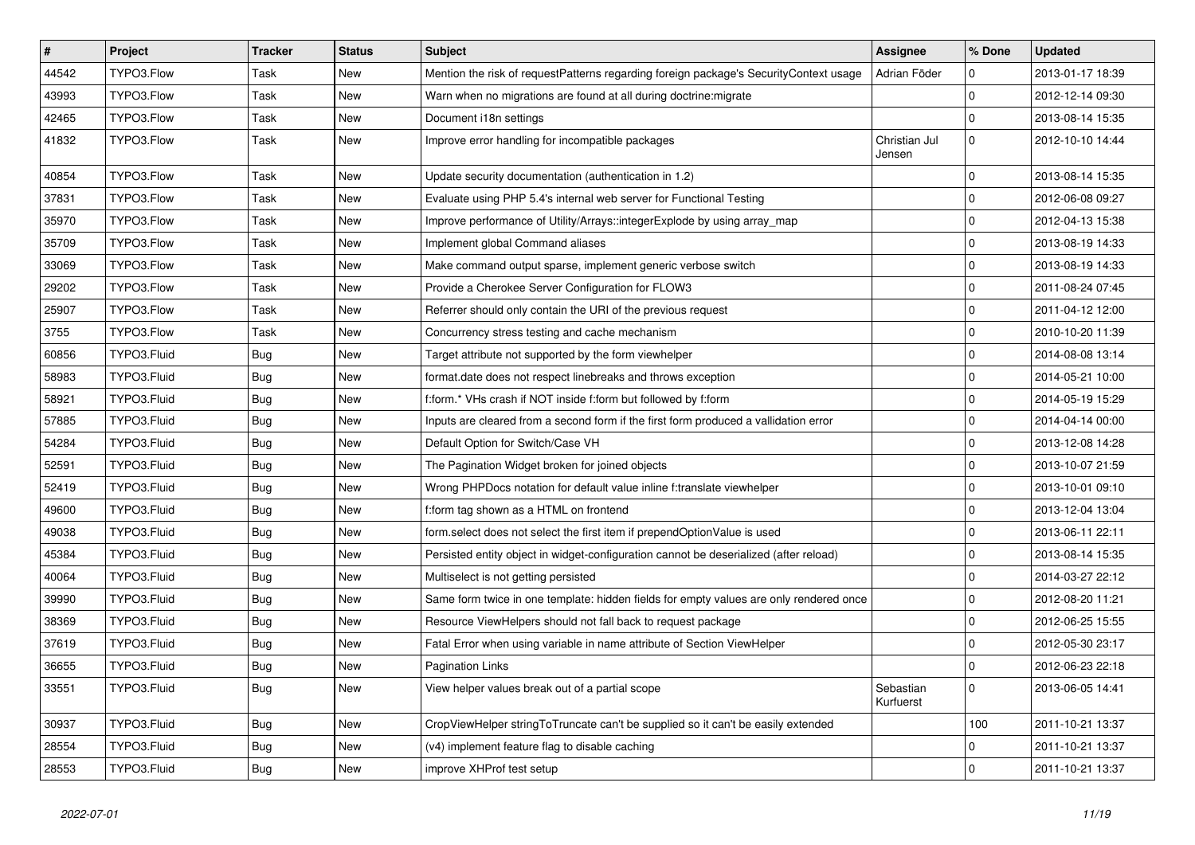| # | Project | Tracker | Status | Subject | Assignee | % Done | Updated |
|---|---|---|---|---|---|---|---|
| 44542 | TYPO3.Flow | Task | New | Mention the risk of requestPatterns regarding foreign package's SecurityContext usage | Adrian Föder | 0 | 2013-01-17 18:39 |
| 43993 | TYPO3.Flow | Task | New | Warn when no migrations are found at all during doctrine:migrate | | 0 | 2012-12-14 09:30 |
| 42465 | TYPO3.Flow | Task | New | Document i18n settings | | 0 | 2013-08-14 15:35 |
| 41832 | TYPO3.Flow | Task | New | Improve error handling for incompatible packages | Christian Jul Jensen | 0 | 2012-10-10 14:44 |
| 40854 | TYPO3.Flow | Task | New | Update security documentation (authentication in 1.2) | | 0 | 2013-08-14 15:35 |
| 37831 | TYPO3.Flow | Task | New | Evaluate using PHP 5.4's internal web server for Functional Testing | | 0 | 2012-06-08 09:27 |
| 35970 | TYPO3.Flow | Task | New | Improve performance of Utility/Arrays::integerExplode by using array_map | | 0 | 2012-04-13 15:38 |
| 35709 | TYPO3.Flow | Task | New | Implement global Command aliases | | 0 | 2013-08-19 14:33 |
| 33069 | TYPO3.Flow | Task | New | Make command output sparse, implement generic verbose switch | | 0 | 2013-08-19 14:33 |
| 29202 | TYPO3.Flow | Task | New | Provide a Cherokee Server Configuration for FLOW3 | | 0 | 2011-08-24 07:45 |
| 25907 | TYPO3.Flow | Task | New | Referrer should only contain the URI of the previous request | | 0 | 2011-04-12 12:00 |
| 3755 | TYPO3.Flow | Task | New | Concurrency stress testing and cache mechanism | | 0 | 2010-10-20 11:39 |
| 60856 | TYPO3.Fluid | Bug | New | Target attribute not supported by the form viewhelper | | 0 | 2014-08-08 13:14 |
| 58983 | TYPO3.Fluid | Bug | New | format.date does not respect linebreaks and throws exception | | 0 | 2014-05-21 10:00 |
| 58921 | TYPO3.Fluid | Bug | New | f:form.* VHs crash if NOT inside f:form but followed by f:form | | 0 | 2014-05-19 15:29 |
| 57885 | TYPO3.Fluid | Bug | New | Inputs are cleared from a second form if the first form produced a vallidation error | | 0 | 2014-04-14 00:00 |
| 54284 | TYPO3.Fluid | Bug | New | Default Option for Switch/Case VH | | 0 | 2013-12-08 14:28 |
| 52591 | TYPO3.Fluid | Bug | New | The Pagination Widget broken for joined objects | | 0 | 2013-10-07 21:59 |
| 52419 | TYPO3.Fluid | Bug | New | Wrong PHPDocs notation for default value inline f:translate viewhelper | | 0 | 2013-10-01 09:10 |
| 49600 | TYPO3.Fluid | Bug | New | f:form tag shown as a HTML on frontend | | 0 | 2013-12-04 13:04 |
| 49038 | TYPO3.Fluid | Bug | New | form.select does not select the first item if prependOptionValue is used | | 0 | 2013-06-11 22:11 |
| 45384 | TYPO3.Fluid | Bug | New | Persisted entity object in widget-configuration cannot be deserialized (after reload) | | 0 | 2013-08-14 15:35 |
| 40064 | TYPO3.Fluid | Bug | New | Multiselect is not getting persisted | | 0 | 2014-03-27 22:12 |
| 39990 | TYPO3.Fluid | Bug | New | Same form twice in one template: hidden fields for empty values are only rendered once | | 0 | 2012-08-20 11:21 |
| 38369 | TYPO3.Fluid | Bug | New | Resource ViewHelpers should not fall back to request package | | 0 | 2012-06-25 15:55 |
| 37619 | TYPO3.Fluid | Bug | New | Fatal Error when using variable in name attribute of Section ViewHelper | | 0 | 2012-05-30 23:17 |
| 36655 | TYPO3.Fluid | Bug | New | Pagination Links | | 0 | 2012-06-23 22:18 |
| 33551 | TYPO3.Fluid | Bug | New | View helper values break out of a partial scope | Sebastian Kurfuerst | 0 | 2013-06-05 14:41 |
| 30937 | TYPO3.Fluid | Bug | New | CropViewHelper stringToTruncate can't be supplied so it can't be easily extended | | 100 | 2011-10-21 13:37 |
| 28554 | TYPO3.Fluid | Bug | New | (v4) implement feature flag to disable caching | | 0 | 2011-10-21 13:37 |
| 28553 | TYPO3.Fluid | Bug | New | improve XHProf test setup | | 0 | 2011-10-21 13:37 |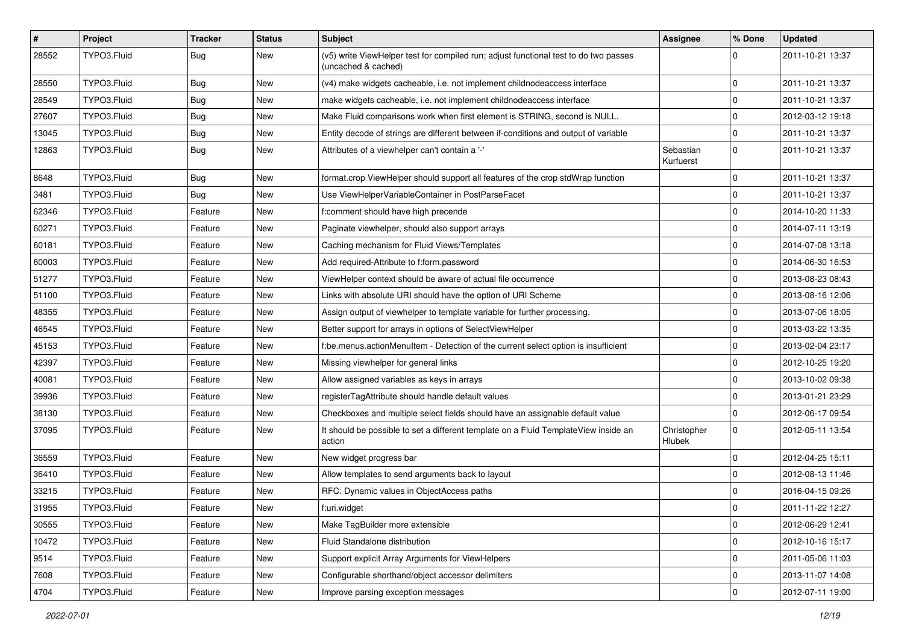| # | Project | Tracker | Status | Subject | Assignee | % Done | Updated |
|---|---|---|---|---|---|---|---|
| 28552 | TYPO3.Fluid | Bug | New | (v5) write ViewHelper test for compiled run; adjust functional test to do two passes (uncached & cached) | | 0 | 2011-10-21 13:37 |
| 28550 | TYPO3.Fluid | Bug | New | (v4) make widgets cacheable, i.e. not implement childnodeaccess interface | | 0 | 2011-10-21 13:37 |
| 28549 | TYPO3.Fluid | Bug | New | make widgets cacheable, i.e. not implement childnodeaccess interface | | 0 | 2011-10-21 13:37 |
| 27607 | TYPO3.Fluid | Bug | New | Make Fluid comparisons work when first element is STRING, second is NULL. | | 0 | 2012-03-12 19:18 |
| 13045 | TYPO3.Fluid | Bug | New | Entity decode of strings are different between if-conditions and output of variable | | 0 | 2011-10-21 13:37 |
| 12863 | TYPO3.Fluid | Bug | New | Attributes of a viewhelper can't contain a '-' | Sebastian Kurfuerst | 0 | 2011-10-21 13:37 |
| 8648 | TYPO3.Fluid | Bug | New | format.crop ViewHelper should support all features of the crop stdWrap function | | 0 | 2011-10-21 13:37 |
| 3481 | TYPO3.Fluid | Bug | New | Use ViewHelperVariableContainer in PostParseFacet | | 0 | 2011-10-21 13:37 |
| 62346 | TYPO3.Fluid | Feature | New | f:comment should have high precende | | 0 | 2014-10-20 11:33 |
| 60271 | TYPO3.Fluid | Feature | New | Paginate viewhelper, should also support arrays | | 0 | 2014-07-11 13:19 |
| 60181 | TYPO3.Fluid | Feature | New | Caching mechanism for Fluid Views/Templates | | 0 | 2014-07-08 13:18 |
| 60003 | TYPO3.Fluid | Feature | New | Add required-Attribute to f:form.password | | 0 | 2014-06-30 16:53 |
| 51277 | TYPO3.Fluid | Feature | New | ViewHelper context should be aware of actual file occurrence | | 0 | 2013-08-23 08:43 |
| 51100 | TYPO3.Fluid | Feature | New | Links with absolute URI should have the option of URI Scheme | | 0 | 2013-08-16 12:06 |
| 48355 | TYPO3.Fluid | Feature | New | Assign output of viewhelper to template variable for further processing. | | 0 | 2013-07-06 18:05 |
| 46545 | TYPO3.Fluid | Feature | New | Better support for arrays in options of SelectViewHelper | | 0 | 2013-03-22 13:35 |
| 45153 | TYPO3.Fluid | Feature | New | f:be.menus.actionMenuItem - Detection of the current select option is insufficient | | 0 | 2013-02-04 23:17 |
| 42397 | TYPO3.Fluid | Feature | New | Missing viewhelper for general links | | 0 | 2012-10-25 19:20 |
| 40081 | TYPO3.Fluid | Feature | New | Allow assigned variables as keys in arrays | | 0 | 2013-10-02 09:38 |
| 39936 | TYPO3.Fluid | Feature | New | registerTagAttribute should handle default values | | 0 | 2013-01-21 23:29 |
| 38130 | TYPO3.Fluid | Feature | New | Checkboxes and multiple select fields should have an assignable default value | | 0 | 2012-06-17 09:54 |
| 37095 | TYPO3.Fluid | Feature | New | It should be possible to set a different template on a Fluid TemplateView inside an action | Christopher Hlubek | 0 | 2012-05-11 13:54 |
| 36559 | TYPO3.Fluid | Feature | New | New widget progress bar | | 0 | 2012-04-25 15:11 |
| 36410 | TYPO3.Fluid | Feature | New | Allow templates to send arguments back to layout | | 0 | 2012-08-13 11:46 |
| 33215 | TYPO3.Fluid | Feature | New | RFC: Dynamic values in ObjectAccess paths | | 0 | 2016-04-15 09:26 |
| 31955 | TYPO3.Fluid | Feature | New | f:uri.widget | | 0 | 2011-11-22 12:27 |
| 30555 | TYPO3.Fluid | Feature | New | Make TagBuilder more extensible | | 0 | 2012-06-29 12:41 |
| 10472 | TYPO3.Fluid | Feature | New | Fluid Standalone distribution | | 0 | 2012-10-16 15:17 |
| 9514 | TYPO3.Fluid | Feature | New | Support explicit Array Arguments for ViewHelpers | | 0 | 2011-05-06 11:03 |
| 7608 | TYPO3.Fluid | Feature | New | Configurable shorthand/object accessor delimiters | | 0 | 2013-11-07 14:08 |
| 4704 | TYPO3.Fluid | Feature | New | Improve parsing exception messages | | 0 | 2012-07-11 19:00 |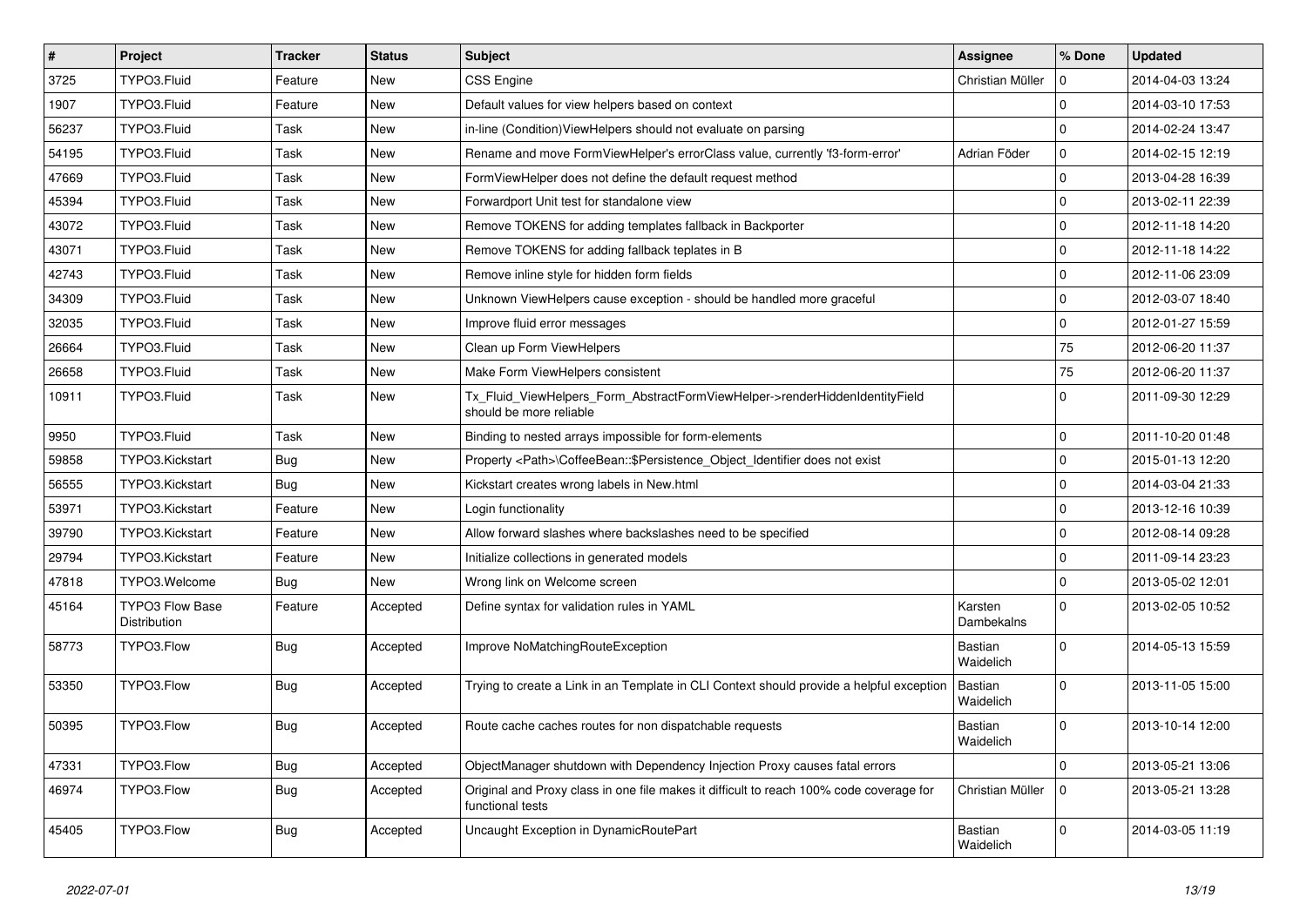| # | Project | Tracker | Status | Subject | Assignee | % Done | Updated |
|---|---|---|---|---|---|---|---|
| 3725 | TYPO3.Fluid | Feature | New | CSS Engine | Christian Müller | 0 | 2014-04-03 13:24 |
| 1907 | TYPO3.Fluid | Feature | New | Default values for view helpers based on context | | 0 | 2014-03-10 17:53 |
| 56237 | TYPO3.Fluid | Task | New | in-line (Condition)ViewHelpers should not evaluate on parsing | | 0 | 2014-02-24 13:47 |
| 54195 | TYPO3.Fluid | Task | New | Rename and move FormViewHelper's errorClass value, currently 'f3-form-error' | Adrian Föder | 0 | 2014-02-15 12:19 |
| 47669 | TYPO3.Fluid | Task | New | FormViewHelper does not define the default request method | | 0 | 2013-04-28 16:39 |
| 45394 | TYPO3.Fluid | Task | New | Forwardport Unit test for standalone view | | 0 | 2013-02-11 22:39 |
| 43072 | TYPO3.Fluid | Task | New | Remove TOKENS for adding templates fallback in Backporter | | 0 | 2012-11-18 14:20 |
| 43071 | TYPO3.Fluid | Task | New | Remove TOKENS for adding fallback teplates in B | | 0 | 2012-11-18 14:22 |
| 42743 | TYPO3.Fluid | Task | New | Remove inline style for hidden form fields | | 0 | 2012-11-06 23:09 |
| 34309 | TYPO3.Fluid | Task | New | Unknown ViewHelpers cause exception - should be handled more graceful | | 0 | 2012-03-07 18:40 |
| 32035 | TYPO3.Fluid | Task | New | Improve fluid error messages | | 0 | 2012-01-27 15:59 |
| 26664 | TYPO3.Fluid | Task | New | Clean up Form ViewHelpers | | 75 | 2012-06-20 11:37 |
| 26658 | TYPO3.Fluid | Task | New | Make Form ViewHelpers consistent | | 75 | 2012-06-20 11:37 |
| 10911 | TYPO3.Fluid | Task | New | Tx_Fluid_ViewHelpers_Form_AbstractFormViewHelper->renderHiddenIdentityField should be more reliable | | 0 | 2011-09-30 12:29 |
| 9950 | TYPO3.Fluid | Task | New | Binding to nested arrays impossible for form-elements | | 0 | 2011-10-20 01:48 |
| 59858 | TYPO3.Kickstart | Bug | New | Property <Path>\CoffeeBean::$Persistence_Object_Identifier does not exist | | 0 | 2015-01-13 12:20 |
| 56555 | TYPO3.Kickstart | Bug | New | Kickstart creates wrong labels in New.html | | 0 | 2014-03-04 21:33 |
| 53971 | TYPO3.Kickstart | Feature | New | Login functionality | | 0 | 2013-12-16 10:39 |
| 39790 | TYPO3.Kickstart | Feature | New | Allow forward slashes where backslashes need to be specified | | 0 | 2012-08-14 09:28 |
| 29794 | TYPO3.Kickstart | Feature | New | Initialize collections in generated models | | 0 | 2011-09-14 23:23 |
| 47818 | TYPO3.Welcome | Bug | New | Wrong link on Welcome screen | | 0 | 2013-05-02 12:01 |
| 45164 | TYPO3 Flow Base Distribution | Feature | Accepted | Define syntax for validation rules in YAML | Karsten Dambekalns | 0 | 2013-02-05 10:52 |
| 58773 | TYPO3.Flow | Bug | Accepted | Improve NoMatchingRouteException | Bastian Waidelich | 0 | 2014-05-13 15:59 |
| 53350 | TYPO3.Flow | Bug | Accepted | Trying to create a Link in an Template in CLI Context should provide a helpful exception | Bastian Waidelich | 0 | 2013-11-05 15:00 |
| 50395 | TYPO3.Flow | Bug | Accepted | Route cache caches routes for non dispatchable requests | Bastian Waidelich | 0 | 2013-10-14 12:00 |
| 47331 | TYPO3.Flow | Bug | Accepted | ObjectManager shutdown with Dependency Injection Proxy causes fatal errors | | 0 | 2013-05-21 13:06 |
| 46974 | TYPO3.Flow | Bug | Accepted | Original and Proxy class in one file makes it difficult to reach 100% code coverage for functional tests | Christian Müller | 0 | 2013-05-21 13:28 |
| 45405 | TYPO3.Flow | Bug | Accepted | Uncaught Exception in DynamicRoutePart | Bastian Waidelich | 0 | 2014-03-05 11:19 |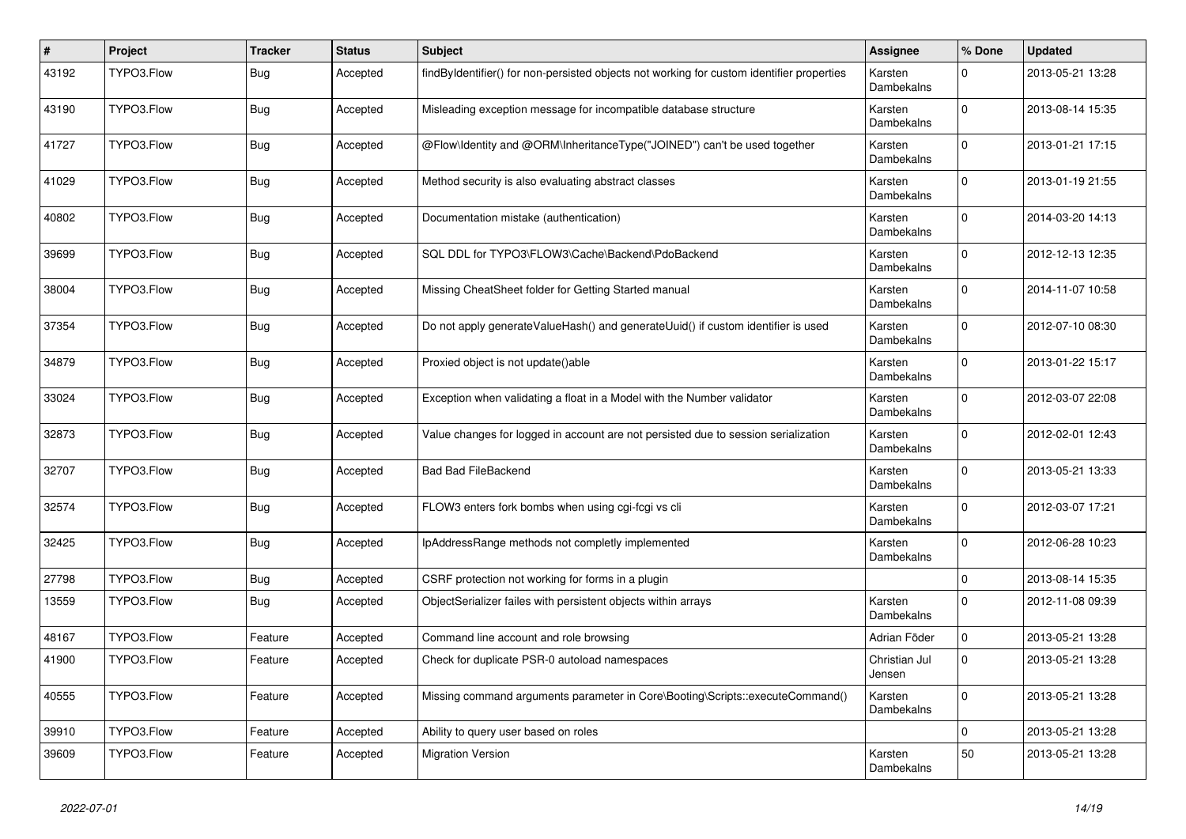| # | Project | Tracker | Status | Subject | Assignee | % Done | Updated |
|---|---|---|---|---|---|---|---|
| 43192 | TYPO3.Flow | Bug | Accepted | findByIdentifier() for non-persisted objects not working for custom identifier properties | Karsten Dambekalns | 0 | 2013-05-21 13:28 |
| 43190 | TYPO3.Flow | Bug | Accepted | Misleading exception message for incompatible database structure | Karsten Dambekalns | 0 | 2013-08-14 15:35 |
| 41727 | TYPO3.Flow | Bug | Accepted | @Flow\Identity and @ORM\InheritanceType("JOINED") can't be used together | Karsten Dambekalns | 0 | 2013-01-21 17:15 |
| 41029 | TYPO3.Flow | Bug | Accepted | Method security is also evaluating abstract classes | Karsten Dambekalns | 0 | 2013-01-19 21:55 |
| 40802 | TYPO3.Flow | Bug | Accepted | Documentation mistake (authentication) | Karsten Dambekalns | 0 | 2014-03-20 14:13 |
| 39699 | TYPO3.Flow | Bug | Accepted | SQL DDL for TYPO3\FLOW3\Cache\Backend\PdoBackend | Karsten Dambekalns | 0 | 2012-12-13 12:35 |
| 38004 | TYPO3.Flow | Bug | Accepted | Missing CheatSheet folder for Getting Started manual | Karsten Dambekalns | 0 | 2014-11-07 10:58 |
| 37354 | TYPO3.Flow | Bug | Accepted | Do not apply generateValueHash() and generateUuid() if custom identifier is used | Karsten Dambekalns | 0 | 2012-07-10 08:30 |
| 34879 | TYPO3.Flow | Bug | Accepted | Proxied object is not update()able | Karsten Dambekalns | 0 | 2013-01-22 15:17 |
| 33024 | TYPO3.Flow | Bug | Accepted | Exception when validating a float in a Model with the Number validator | Karsten Dambekalns | 0 | 2012-03-07 22:08 |
| 32873 | TYPO3.Flow | Bug | Accepted | Value changes for logged in account are not persisted due to session serialization | Karsten Dambekalns | 0 | 2012-02-01 12:43 |
| 32707 | TYPO3.Flow | Bug | Accepted | Bad Bad FileBackend | Karsten Dambekalns | 0 | 2013-05-21 13:33 |
| 32574 | TYPO3.Flow | Bug | Accepted | FLOW3 enters fork bombs when using cgi-fcgi vs cli | Karsten Dambekalns | 0 | 2012-03-07 17:21 |
| 32425 | TYPO3.Flow | Bug | Accepted | IpAddressRange methods not completly implemented | Karsten Dambekalns | 0 | 2012-06-28 10:23 |
| 27798 | TYPO3.Flow | Bug | Accepted | CSRF protection not working for forms in a plugin | | 0 | 2013-08-14 15:35 |
| 13559 | TYPO3.Flow | Bug | Accepted | ObjectSerializer failes with persistent objects within arrays | Karsten Dambekalns | 0 | 2012-11-08 09:39 |
| 48167 | TYPO3.Flow | Feature | Accepted | Command line account and role browsing | Adrian Föder | 0 | 2013-05-21 13:28 |
| 41900 | TYPO3.Flow | Feature | Accepted | Check for duplicate PSR-0 autoload namespaces | Christian Jul Jensen | 0 | 2013-05-21 13:28 |
| 40555 | TYPO3.Flow | Feature | Accepted | Missing command arguments parameter in Core\Booting\Scripts::executeCommand() | Karsten Dambekalns | 0 | 2013-05-21 13:28 |
| 39910 | TYPO3.Flow | Feature | Accepted | Ability to query user based on roles | | 0 | 2013-05-21 13:28 |
| 39609 | TYPO3.Flow | Feature | Accepted | Migration Version | Karsten Dambekalns | 50 | 2013-05-21 13:28 |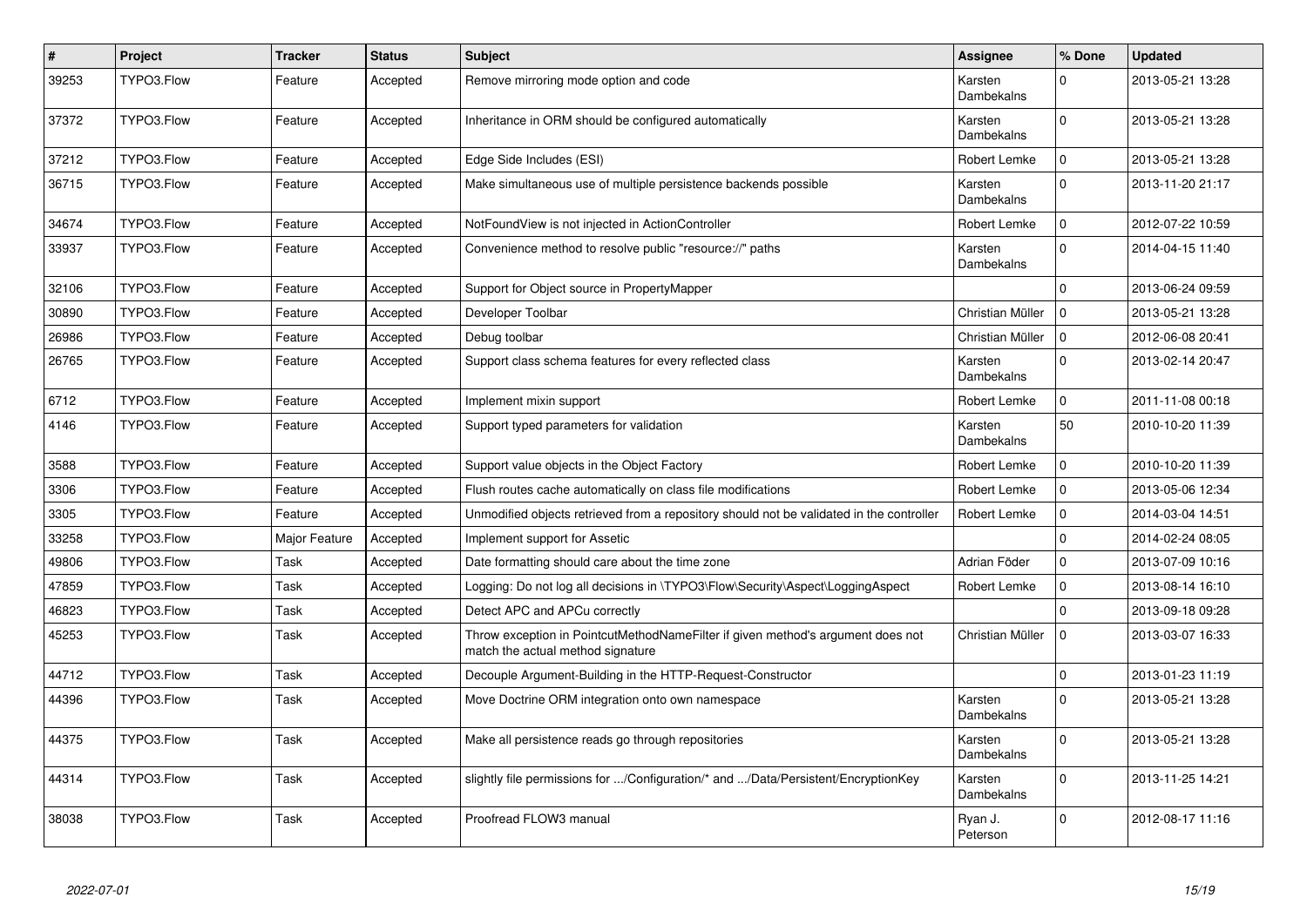| # | Project | Tracker | Status | Subject | Assignee | % Done | Updated |
|---|---|---|---|---|---|---|---|
| 39253 | TYPO3.Flow | Feature | Accepted | Remove mirroring mode option and code | Karsten Dambekalns | 0 | 2013-05-21 13:28 |
| 37372 | TYPO3.Flow | Feature | Accepted | Inheritance in ORM should be configured automatically | Karsten Dambekalns | 0 | 2013-05-21 13:28 |
| 37212 | TYPO3.Flow | Feature | Accepted | Edge Side Includes (ESI) | Robert Lemke | 0 | 2013-05-21 13:28 |
| 36715 | TYPO3.Flow | Feature | Accepted | Make simultaneous use of multiple persistence backends possible | Karsten Dambekalns | 0 | 2013-11-20 21:17 |
| 34674 | TYPO3.Flow | Feature | Accepted | NotFoundView is not injected in ActionController | Robert Lemke | 0 | 2012-07-22 10:59 |
| 33937 | TYPO3.Flow | Feature | Accepted | Convenience method to resolve public "resource://" paths | Karsten Dambekalns | 0 | 2014-04-15 11:40 |
| 32106 | TYPO3.Flow | Feature | Accepted | Support for Object source in PropertyMapper | | 0 | 2013-06-24 09:59 |
| 30890 | TYPO3.Flow | Feature | Accepted | Developer Toolbar | Christian Müller | 0 | 2013-05-21 13:28 |
| 26986 | TYPO3.Flow | Feature | Accepted | Debug toolbar | Christian Müller | 0 | 2012-06-08 20:41 |
| 26765 | TYPO3.Flow | Feature | Accepted | Support class schema features for every reflected class | Karsten Dambekalns | 0 | 2013-02-14 20:47 |
| 6712 | TYPO3.Flow | Feature | Accepted | Implement mixin support | Robert Lemke | 0 | 2011-11-08 00:18 |
| 4146 | TYPO3.Flow | Feature | Accepted | Support typed parameters for validation | Karsten Dambekalns | 50 | 2010-10-20 11:39 |
| 3588 | TYPO3.Flow | Feature | Accepted | Support value objects in the Object Factory | Robert Lemke | 0 | 2010-10-20 11:39 |
| 3306 | TYPO3.Flow | Feature | Accepted | Flush routes cache automatically on class file modifications | Robert Lemke | 0 | 2013-05-06 12:34 |
| 3305 | TYPO3.Flow | Feature | Accepted | Unmodified objects retrieved from a repository should not be validated in the controller | Robert Lemke | 0 | 2014-03-04 14:51 |
| 33258 | TYPO3.Flow | Major Feature | Accepted | Implement support for Assetic | | 0 | 2014-02-24 08:05 |
| 49806 | TYPO3.Flow | Task | Accepted | Date formatting should care about the time zone | Adrian Föder | 0 | 2013-07-09 10:16 |
| 47859 | TYPO3.Flow | Task | Accepted | Logging: Do not log all decisions in \TYPO3\Flow\Security\Aspect\LoggingAspect | Robert Lemke | 0 | 2013-08-14 16:10 |
| 46823 | TYPO3.Flow | Task | Accepted | Detect APC and APCu correctly | | 0 | 2013-09-18 09:28 |
| 45253 | TYPO3.Flow | Task | Accepted | Throw exception in PointcutMethodNameFilter if given method's argument does not match the actual method signature | Christian Müller | 0 | 2013-03-07 16:33 |
| 44712 | TYPO3.Flow | Task | Accepted | Decouple Argument-Building in the HTTP-Request-Constructor | | 0 | 2013-01-23 11:19 |
| 44396 | TYPO3.Flow | Task | Accepted | Move Doctrine ORM integration onto own namespace | Karsten Dambekalns | 0 | 2013-05-21 13:28 |
| 44375 | TYPO3.Flow | Task | Accepted | Make all persistence reads go through repositories | Karsten Dambekalns | 0 | 2013-05-21 13:28 |
| 44314 | TYPO3.Flow | Task | Accepted | slightly file permissions for .../Configuration/* and .../Data/Persistent/EncryptionKey | Karsten Dambekalns | 0 | 2013-11-25 14:21 |
| 38038 | TYPO3.Flow | Task | Accepted | Proofread FLOW3 manual | Ryan J. Peterson | 0 | 2012-08-17 11:16 |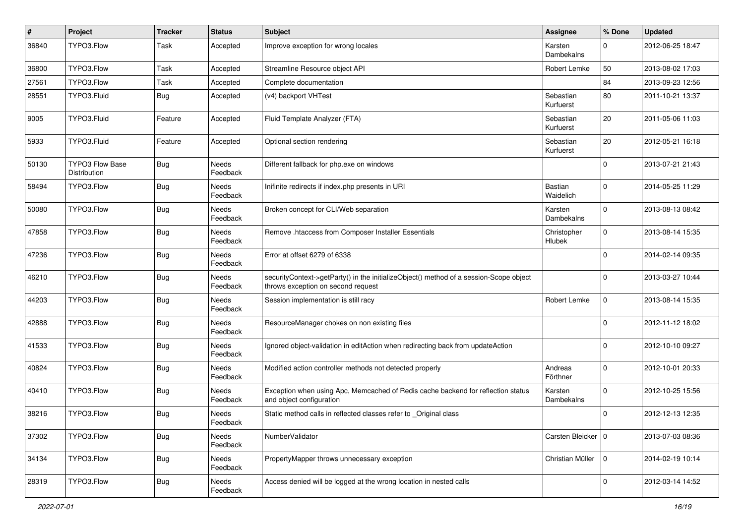| # | Project | Tracker | Status | Subject | Assignee | % Done | Updated |
|---|---|---|---|---|---|---|---|
| 36840 | TYPO3.Flow | Task | Accepted | Improve exception for wrong locales | Karsten Dambekalns | 0 | 2012-06-25 18:47 |
| 36800 | TYPO3.Flow | Task | Accepted | Streamline Resource object API | Robert Lemke | 50 | 2013-08-02 17:03 |
| 27561 | TYPO3.Flow | Task | Accepted | Complete documentation | | 84 | 2013-09-23 12:56 |
| 28551 | TYPO3.Fluid | Bug | Accepted | (v4) backport VHTest | Sebastian Kurfuerst | 80 | 2011-10-21 13:37 |
| 9005 | TYPO3.Fluid | Feature | Accepted | Fluid Template Analyzer (FTA) | Sebastian Kurfuerst | 20 | 2011-05-06 11:03 |
| 5933 | TYPO3.Fluid | Feature | Accepted | Optional section rendering | Sebastian Kurfuerst | 20 | 2012-05-21 16:18 |
| 50130 | TYPO3 Flow Base Distribution | Bug | Needs Feedback | Different fallback for php.exe on windows | | 0 | 2013-07-21 21:43 |
| 58494 | TYPO3.Flow | Bug | Needs Feedback | Inifinite redirects if index.php presents in URI | Bastian Waidelich | 0 | 2014-05-25 11:29 |
| 50080 | TYPO3.Flow | Bug | Needs Feedback | Broken concept for CLI/Web separation | Karsten Dambekalns | 0 | 2013-08-13 08:42 |
| 47858 | TYPO3.Flow | Bug | Needs Feedback | Remove .htaccess from Composer Installer Essentials | Christopher Hlubek | 0 | 2013-08-14 15:35 |
| 47236 | TYPO3.Flow | Bug | Needs Feedback | Error at offset 6279 of 6338 | | 0 | 2014-02-14 09:35 |
| 46210 | TYPO3.Flow | Bug | Needs Feedback | securityContext->getParty() in the initializeObject() method of a session-Scope object throws exception on second request | | 0 | 2013-03-27 10:44 |
| 44203 | TYPO3.Flow | Bug | Needs Feedback | Session implementation is still racy | Robert Lemke | 0 | 2013-08-14 15:35 |
| 42888 | TYPO3.Flow | Bug | Needs Feedback | ResourceManager chokes on non existing files | | 0 | 2012-11-12 18:02 |
| 41533 | TYPO3.Flow | Bug | Needs Feedback | Ignored object-validation in editAction when redirecting back from updateAction | | 0 | 2012-10-10 09:27 |
| 40824 | TYPO3.Flow | Bug | Needs Feedback | Modified action controller methods not detected properly | Andreas Förthner | 0 | 2012-10-01 20:33 |
| 40410 | TYPO3.Flow | Bug | Needs Feedback | Exception when using Apc, Memcached of Redis cache backend for reflection status and object configuration | Karsten Dambekalns | 0 | 2012-10-25 15:56 |
| 38216 | TYPO3.Flow | Bug | Needs Feedback | Static method calls in reflected classes refer to _Original class | | 0 | 2012-12-13 12:35 |
| 37302 | TYPO3.Flow | Bug | Needs Feedback | NumberValidator | Carsten Bleicker | 0 | 2013-07-03 08:36 |
| 34134 | TYPO3.Flow | Bug | Needs Feedback | PropertyMapper throws unnecessary exception | Christian Müller | 0 | 2014-02-19 10:14 |
| 28319 | TYPO3.Flow | Bug | Needs Feedback | Access denied will be logged at the wrong location in nested calls | | 0 | 2012-03-14 14:52 |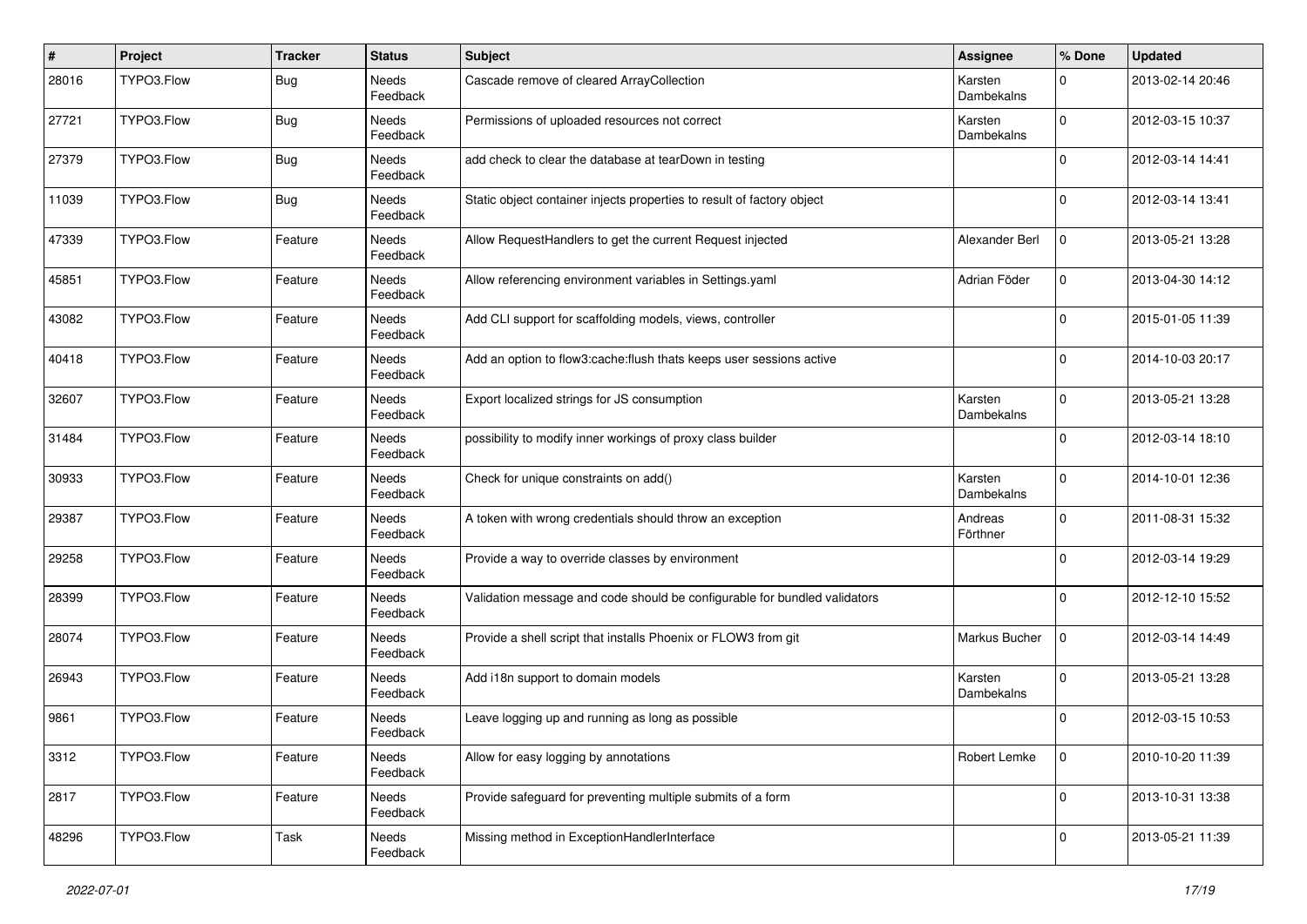| # | Project | Tracker | Status | Subject | Assignee | % Done | Updated |
|---|---|---|---|---|---|---|---|
| 28016 | TYPO3.Flow | Bug | Needs Feedback | Cascade remove of cleared ArrayCollection | Karsten Dambekalns | 0 | 2013-02-14 20:46 |
| 27721 | TYPO3.Flow | Bug | Needs Feedback | Permissions of uploaded resources not correct | Karsten Dambekalns | 0 | 2012-03-15 10:37 |
| 27379 | TYPO3.Flow | Bug | Needs Feedback | add check to clear the database at tearDown in testing | | 0 | 2012-03-14 14:41 |
| 11039 | TYPO3.Flow | Bug | Needs Feedback | Static object container injects properties to result of factory object | | 0 | 2012-03-14 13:41 |
| 47339 | TYPO3.Flow | Feature | Needs Feedback | Allow RequestHandlers to get the current Request injected | Alexander Berl | 0 | 2013-05-21 13:28 |
| 45851 | TYPO3.Flow | Feature | Needs Feedback | Allow referencing environment variables in Settings.yaml | Adrian Föder | 0 | 2013-04-30 14:12 |
| 43082 | TYPO3.Flow | Feature | Needs Feedback | Add CLI support for scaffolding models, views, controller | | 0 | 2015-01-05 11:39 |
| 40418 | TYPO3.Flow | Feature | Needs Feedback | Add an option to flow3:cache:flush thats keeps user sessions active | | 0 | 2014-10-03 20:17 |
| 32607 | TYPO3.Flow | Feature | Needs Feedback | Export localized strings for JS consumption | Karsten Dambekalns | 0 | 2013-05-21 13:28 |
| 31484 | TYPO3.Flow | Feature | Needs Feedback | possibility to modify inner workings of proxy class builder | | 0 | 2012-03-14 18:10 |
| 30933 | TYPO3.Flow | Feature | Needs Feedback | Check for unique constraints on add() | Karsten Dambekalns | 0 | 2014-10-01 12:36 |
| 29387 | TYPO3.Flow | Feature | Needs Feedback | A token with wrong credentials should throw an exception | Andreas Förthner | 0 | 2011-08-31 15:32 |
| 29258 | TYPO3.Flow | Feature | Needs Feedback | Provide a way to override classes by environment | | 0 | 2012-03-14 19:29 |
| 28399 | TYPO3.Flow | Feature | Needs Feedback | Validation message and code should be configurable for bundled validators | | 0 | 2012-12-10 15:52 |
| 28074 | TYPO3.Flow | Feature | Needs Feedback | Provide a shell script that installs Phoenix or FLOW3 from git | Markus Bucher | 0 | 2012-03-14 14:49 |
| 26943 | TYPO3.Flow | Feature | Needs Feedback | Add i18n support to domain models | Karsten Dambekalns | 0 | 2013-05-21 13:28 |
| 9861 | TYPO3.Flow | Feature | Needs Feedback | Leave logging up and running as long as possible | | 0 | 2012-03-15 10:53 |
| 3312 | TYPO3.Flow | Feature | Needs Feedback | Allow for easy logging by annotations | Robert Lemke | 0 | 2010-10-20 11:39 |
| 2817 | TYPO3.Flow | Feature | Needs Feedback | Provide safeguard for preventing multiple submits of a form | | 0 | 2013-10-31 13:38 |
| 48296 | TYPO3.Flow | Task | Needs Feedback | Missing method in ExceptionHandlerInterface | | 0 | 2013-05-21 11:39 |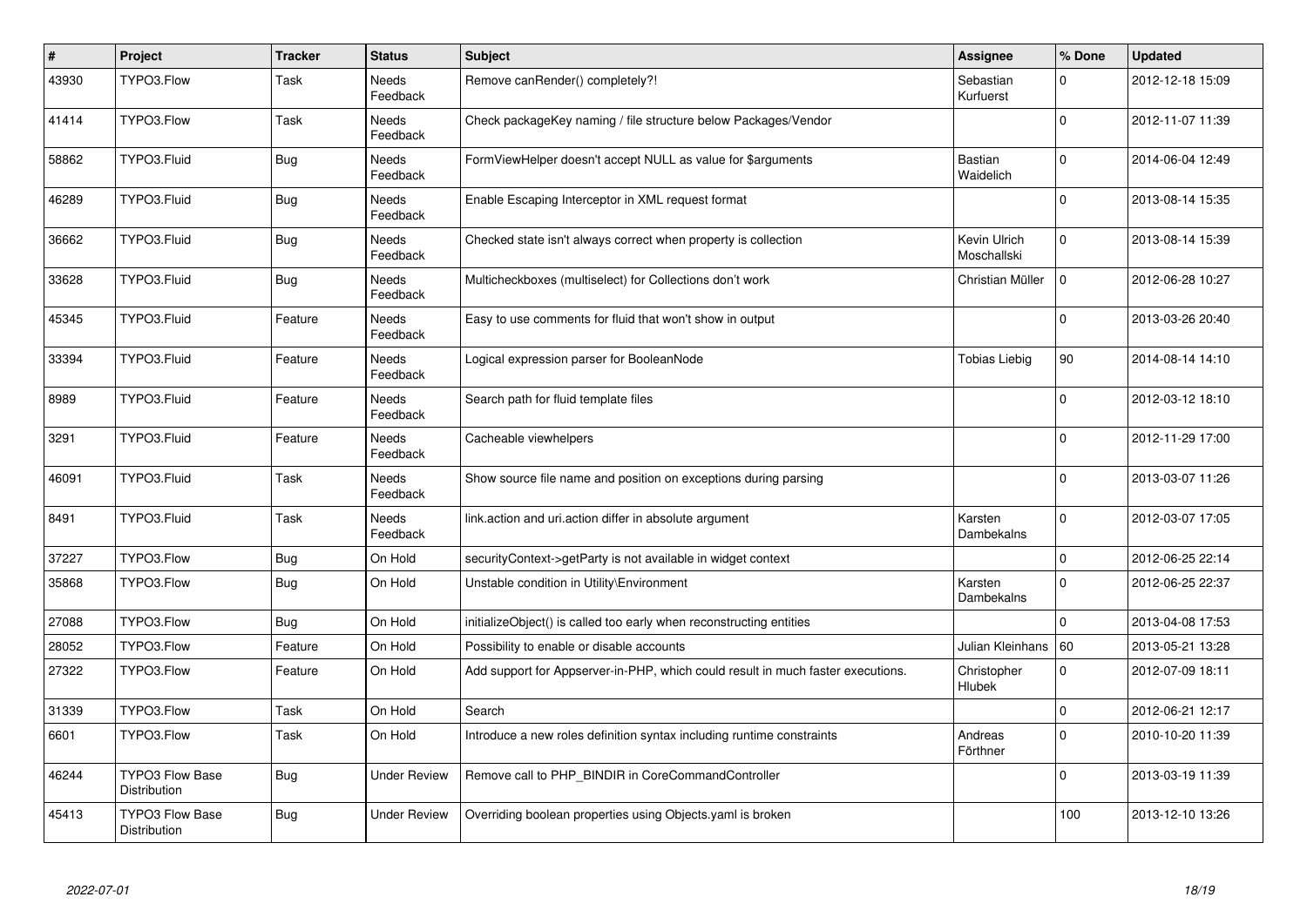| # | Project | Tracker | Status | Subject | Assignee | % Done | Updated |
|---|---|---|---|---|---|---|---|
| 43930 | TYPO3.Flow | Task | Needs Feedback | Remove canRender() completely?! | Sebastian Kurfuerst | 0 | 2012-12-18 15:09 |
| 41414 | TYPO3.Flow | Task | Needs Feedback | Check packageKey naming / file structure below Packages/Vendor | | 0 | 2012-11-07 11:39 |
| 58862 | TYPO3.Fluid | Bug | Needs Feedback | FormViewHelper doesn't accept NULL as value for $arguments | Bastian Waidelich | 0 | 2014-06-04 12:49 |
| 46289 | TYPO3.Fluid | Bug | Needs Feedback | Enable Escaping Interceptor in XML request format | | 0 | 2013-08-14 15:35 |
| 36662 | TYPO3.Fluid | Bug | Needs Feedback | Checked state isn't always correct when property is collection | Kevin Ulrich Moschallski | 0 | 2013-08-14 15:39 |
| 33628 | TYPO3.Fluid | Bug | Needs Feedback | Multicheckboxes (multiselect) for Collections don't work | Christian Müller | 0 | 2012-06-28 10:27 |
| 45345 | TYPO3.Fluid | Feature | Needs Feedback | Easy to use comments for fluid that won't show in output | | 0 | 2013-03-26 20:40 |
| 33394 | TYPO3.Fluid | Feature | Needs Feedback | Logical expression parser for BooleanNode | Tobias Liebig | 90 | 2014-08-14 14:10 |
| 8989 | TYPO3.Fluid | Feature | Needs Feedback | Search path for fluid template files | | 0 | 2012-03-12 18:10 |
| 3291 | TYPO3.Fluid | Feature | Needs Feedback | Cacheable viewhelpers | | 0 | 2012-11-29 17:00 |
| 46091 | TYPO3.Fluid | Task | Needs Feedback | Show source file name and position on exceptions during parsing | | 0 | 2013-03-07 11:26 |
| 8491 | TYPO3.Fluid | Task | Needs Feedback | link.action and uri.action differ in absolute argument | Karsten Dambekalns | 0 | 2012-03-07 17:05 |
| 37227 | TYPO3.Flow | Bug | On Hold | securityContext->getParty is not available in widget context | | 0 | 2012-06-25 22:14 |
| 35868 | TYPO3.Flow | Bug | On Hold | Unstable condition in Utility\Environment | Karsten Dambekalns | 0 | 2012-06-25 22:37 |
| 27088 | TYPO3.Flow | Bug | On Hold | initializeObject() is called too early when reconstructing entities | | 0 | 2013-04-08 17:53 |
| 28052 | TYPO3.Flow | Feature | On Hold | Possibility to enable or disable accounts | Julian Kleinhans | 60 | 2013-05-21 13:28 |
| 27322 | TYPO3.Flow | Feature | On Hold | Add support for Appserver-in-PHP, which could result in much faster executions. | Christopher Hlubek | 0 | 2012-07-09 18:11 |
| 31339 | TYPO3.Flow | Task | On Hold | Search | | 0 | 2012-06-21 12:17 |
| 6601 | TYPO3.Flow | Task | On Hold | Introduce a new roles definition syntax including runtime constraints | Andreas Förthner | 0 | 2010-10-20 11:39 |
| 46244 | TYPO3 Flow Base Distribution | Bug | Under Review | Remove call to PHP_BINDIR in CoreCommandController | | 0 | 2013-03-19 11:39 |
| 45413 | TYPO3 Flow Base Distribution | Bug | Under Review | Overriding boolean properties using Objects.yaml is broken | | 100 | 2013-12-10 13:26 |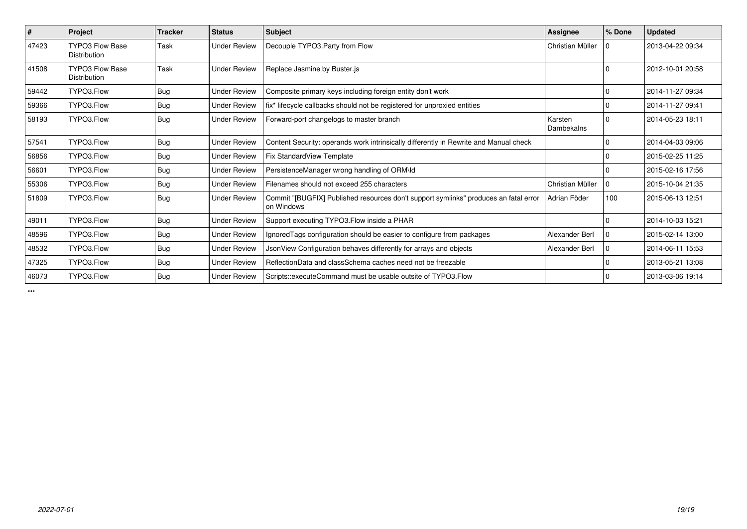| # | Project | Tracker | Status | Subject | Assignee | % Done | Updated |
|---|---|---|---|---|---|---|---|
| 47423 | TYPO3 Flow Base Distribution | Task | Under Review | Decouple TYPO3.Party from Flow | Christian Müller | 0 | 2013-04-22 09:34 |
| 41508 | TYPO3 Flow Base Distribution | Task | Under Review | Replace Jasmine by Buster.js | | 0 | 2012-10-01 20:58 |
| 59442 | TYPO3.Flow | Bug | Under Review | Composite primary keys including foreign entity don't work | | 0 | 2014-11-27 09:34 |
| 59366 | TYPO3.Flow | Bug | Under Review | fix* lifecycle callbacks should not be registered for unproxied entities | | 0 | 2014-11-27 09:41 |
| 58193 | TYPO3.Flow | Bug | Under Review | Forward-port changelogs to master branch | Karsten Dambekalns | 0 | 2014-05-23 18:11 |
| 57541 | TYPO3.Flow | Bug | Under Review | Content Security: operands work intrinsically differently in Rewrite and Manual check | | 0 | 2014-04-03 09:06 |
| 56856 | TYPO3.Flow | Bug | Under Review | Fix StandardView Template | | 0 | 2015-02-25 11:25 |
| 56601 | TYPO3.Flow | Bug | Under Review | PersistenceManager wrong handling of ORM\Id | | 0 | 2015-02-16 17:56 |
| 55306 | TYPO3.Flow | Bug | Under Review | Filenames should not exceed 255 characters | Christian Müller | 0 | 2015-10-04 21:35 |
| 51809 | TYPO3.Flow | Bug | Under Review | Commit "[BUGFIX] Published resources don't support symlinks" produces an fatal error on Windows | Adrian Föder | 100 | 2015-06-13 12:51 |
| 49011 | TYPO3.Flow | Bug | Under Review | Support executing TYPO3.Flow inside a PHAR | | 0 | 2014-10-03 15:21 |
| 48596 | TYPO3.Flow | Bug | Under Review | IgnoredTags configuration should be easier to configure from packages | Alexander Berl | 0 | 2015-02-14 13:00 |
| 48532 | TYPO3.Flow | Bug | Under Review | JsonView Configuration behaves differently for arrays and objects | Alexander Berl | 0 | 2014-06-11 15:53 |
| 47325 | TYPO3.Flow | Bug | Under Review | ReflectionData and classSchema caches need not be freezable | | 0 | 2013-05-21 13:08 |
| 46073 | TYPO3.Flow | Bug | Under Review | Scripts::executeCommand must be usable outsite of TYPO3.Flow | | 0 | 2013-03-06 19:14 |

...